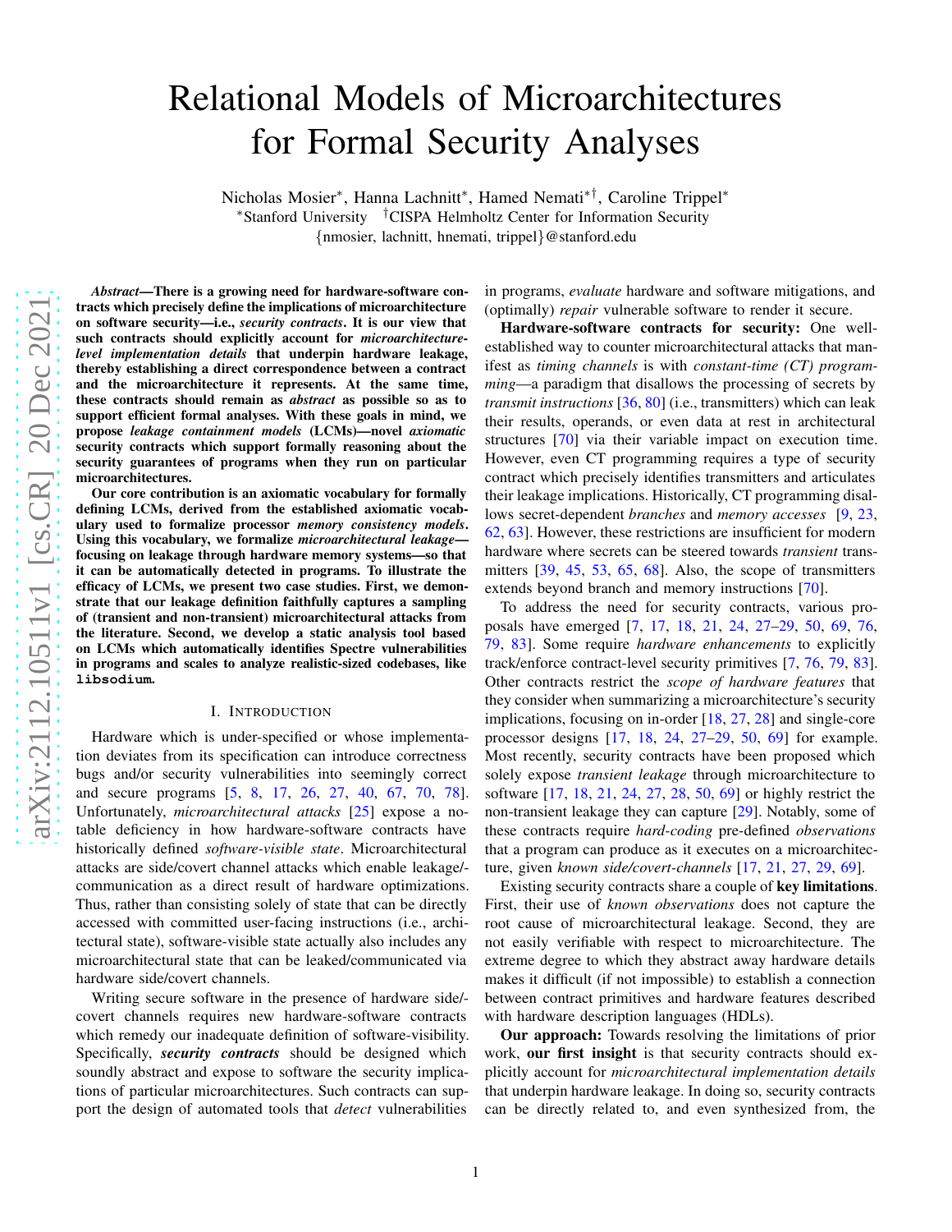# Relational Models of Microarchitectures for Formal Security Analyses

Nicholas Mosier[*], Hanna Lachnitt[*], Hamed Nemati[*†], Caroline Trippel[*]

[*]Stanford University [†]CISPA Helmholtz Center for Information Security

{nmosier, lachnitt, hnemati, trippel}@stanford.edu

***Abstract*—There is a growing need for hardware-software contracts which precisely define the implications of microarchitecture on software security—i.e., *security contracts*. It is our view that such contracts should explicitly account for *microarchitecture-level implementation details* that underpin hardware leakage, thereby establishing a direct correspondence between a contract and the microarchitecture it represents. At the same time, these contracts should remain as *abstract* as possible so as to support efficient formal analyses. With these goals in mind, we propose *leakage containment models* (LCMs)—novel *axiomatic* security contracts which support formally reasoning about the security guarantees of programs when they run on particular microarchitectures.**

**Our core contribution is an axiomatic vocabulary for formally defining LCMs, derived from the established axiomatic vocabulary used to formalize processor *memory consistency models*. Using this vocabulary, we formalize *microarchitectural leakage*—focusing on leakage through hardware memory systems—so that it can be automatically detected in programs. To illustrate the efficacy of LCMs, we present two case studies. First, we demonstrate that our leakage definition faithfully captures a sampling of (transient and non-transient) microarchitectural attacks from the literature. Second, we develop a static analysis tool based on LCMs which automatically identifies Spectre vulnerabilities in programs and scales to analyze realistic-sized codebases, like `libsodium`.**

## I. Introduction

Hardware which is under-specified or whose implementation deviates from its specification can introduce correctness bugs and/or security vulnerabilities into seemingly correct and secure programs [5, 8, 17, 26, 27, 40, 67, 70, 78]. Unfortunately, *microarchitectural attacks* [25] expose a notable deficiency in how hardware-software contracts have historically defined *software-visible state*. Microarchitectural attacks are side/covert channel attacks which enable leakage/communication as a direct result of hardware optimizations. Thus, rather than consisting solely of state that can be directly accessed with committed user-facing instructions (i.e., architectural state), software-visible state actually also includes any microarchitectural state that can be leaked/communicated via hardware side/covert channels.

Writing secure software in the presence of hardware side/covert channels requires new hardware-software contracts which remedy our inadequate definition of software-visibility. Specifically, ***security contracts*** should be designed which soundly abstract and expose to software the security implications of particular microarchitectures. Such contracts can support the design of automated tools that *detect* vulnerabilities in programs, *evaluate* hardware and software mitigations, and (optimally) *repair* vulnerable software to render it secure.

**Hardware-software contracts for security:** One well-established way to counter microarchitectural attacks that manifest as *timing channels* is with *constant-time (CT) programming*—a paradigm that disallows the processing of secrets by *transmit instructions* [36, 80] (i.e., transmitters) which can leak their results, operands, or even data at rest in architectural structures [70] via their variable impact on execution time. However, even CT programming requires a type of security contract which precisely identifies transmitters and articulates their leakage implications. Historically, CT programming disallows secret-dependent *branches* and *memory accesses* [9, 23, 62, 63]. However, these restrictions are insufficient for modern hardware where secrets can be steered towards *transient* transmitters [39, 45, 53, 65, 68]. Also, the scope of transmitters extends beyond branch and memory instructions [70].

To address the need for security contracts, various proposals have emerged [7, 17, 18, 21, 24, 27–29, 50, 69, 76, 79, 83]. Some require *hardware enhancements* to explicitly track/enforce contract-level security primitives [7, 76, 79, 83]. Other contracts restrict the *scope of hardware features* that they consider when summarizing a microarchitecture's security implications, focusing on in-order [18, 27, 28] and single-core processor designs [17, 18, 24, 27–29, 50, 69] for example. Most recently, security contracts have been proposed which solely expose *transient leakage* through microarchitecture to software [17, 18, 21, 24, 27, 28, 50, 69] or highly restrict the non-transient leakage they can capture [29]. Notably, some of these contracts require *hard-coding* pre-defined *observations* that a program can produce as it executes on a microarchitecture, given *known side/covert-channels* [17, 21, 27, 29, 69].

Existing security contracts share a couple of **key limitations**. First, their use of *known observations* does not capture the root cause of microarchitectural leakage. Second, they are not easily verifiable with respect to microarchitecture. The extreme degree to which they abstract away hardware details makes it difficult (if not impossible) to establish a connection between contract primitives and hardware features described with hardware description languages (HDLs).

**Our approach:** Towards resolving the limitations of prior work, **our first insight** is that security contracts should explicitly account for *microarchitectural implementation details* that underpin hardware leakage. In doing so, security contracts can be directly related to, and even synthesized from, the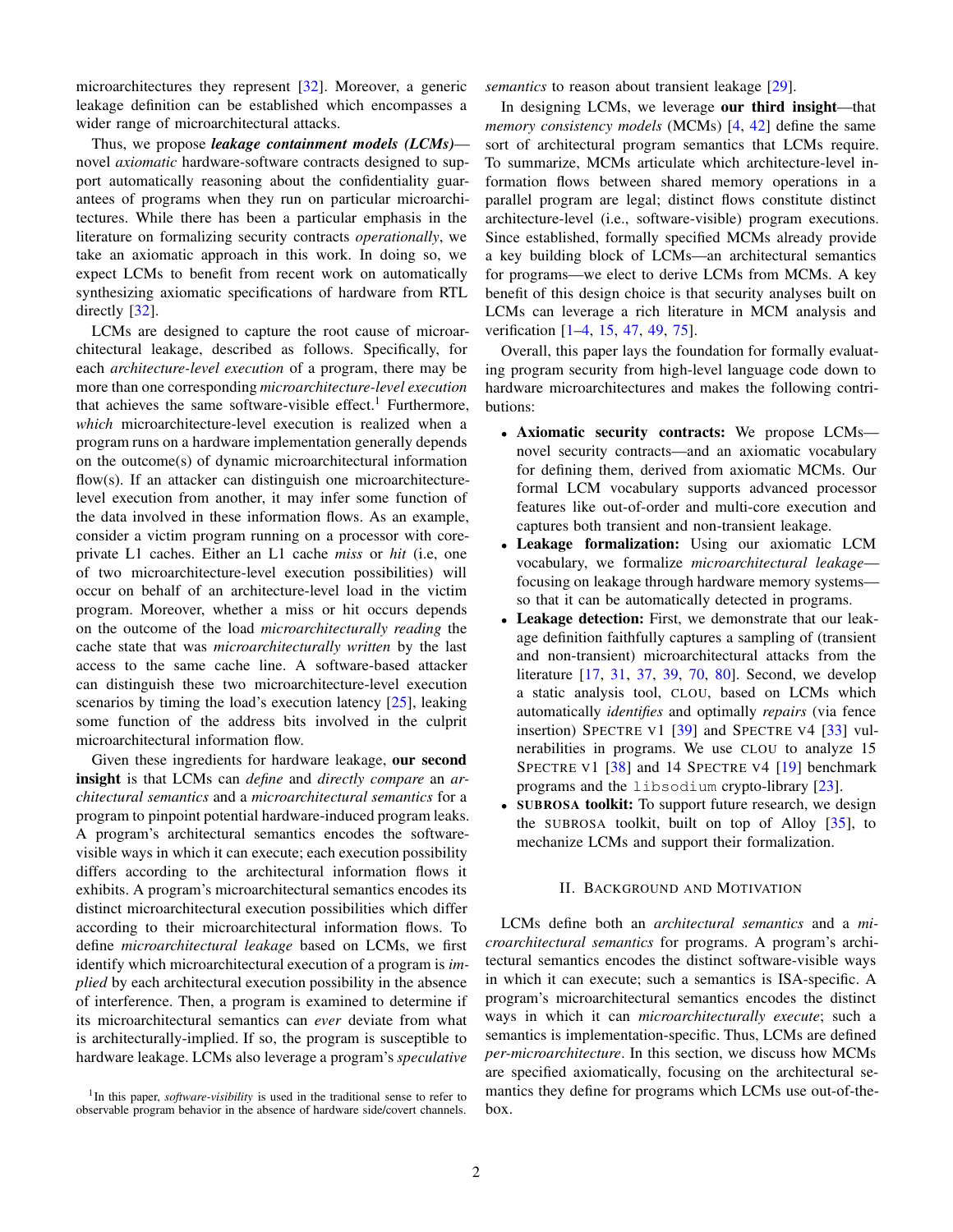microarchitectures they represent [32]. Moreover, a generic leakage definition can be established which encompasses a wider range of microarchitectural attacks.

Thus, we propose ***leakage containment models (LCMs)***—novel *axiomatic* hardware-software contracts designed to support automatically reasoning about the confidentiality guarantees of programs when they run on particular microarchitectures. While there has been a particular emphasis in the literature on formalizing security contracts *operationally*, we take an axiomatic approach in this work. In doing so, we expect LCMs to benefit from recent work on automatically synthesizing axiomatic specifications of hardware from RTL directly [32].

LCMs are designed to capture the root cause of microarchitectural leakage, described as follows. Specifically, for each *architecture-level execution* of a program, there may be more than one corresponding *microarchitecture-level execution* that achieves the same software-visible effect.[1] Furthermore, *which* microarchitecture-level execution is realized when a program runs on a hardware implementation generally depends on the outcome(s) of dynamic microarchitectural information flow(s). If an attacker can distinguish one microarchitecture-level execution from another, it may infer some function of the data involved in these information flows. As an example, consider a victim program running on a processor with core-private L1 caches. Either an L1 cache *miss* or *hit* (i.e, one of two microarchitecture-level execution possibilities) will occur on behalf of an architecture-level load in the victim program. Moreover, whether a miss or hit occurs depends on the outcome of the load *microarchitecturally reading* the cache state that was *microarchitecturally written* by the last access to the same cache line. A software-based attacker can distinguish these two microarchitecture-level execution scenarios by timing the load's execution latency [25], leaking some function of the address bits involved in the culprit microarchitectural information flow.

Given these ingredients for hardware leakage, **our second insight** is that LCMs can *define* and *directly compare* an *architectural semantics* and a *microarchitectural semantics* for a program to pinpoint potential hardware-induced program leaks. A program's architectural semantics encodes the software-visible ways in which it can execute; each execution possibility differs according to the architectural information flows it exhibits. A program's microarchitectural semantics encodes its distinct microarchitectural execution possibilities which differ according to their microarchitectural information flows. To define *microarchitectural leakage* based on LCMs, we first identify which microarchitectural execution of a program is *implied* by each architectural execution possibility in the absence of interference. Then, a program is examined to determine if its microarchitectural semantics can *ever* deviate from what is architecturally-implied. If so, the program is susceptible to hardware leakage. LCMs also leverage a program's *speculative semantics* to reason about transient leakage [29].

In designing LCMs, we leverage **our third insight**—that *memory consistency models* (MCMs) [4, 42] define the same sort of architectural program semantics that LCMs require. To summarize, MCMs articulate which architecture-level information flows between shared memory operations in a parallel program are legal; distinct flows constitute distinct architecture-level (i.e., software-visible) program executions. Since established, formally specified MCMs already provide a key building block of LCMs—an architectural semantics for programs—we elect to derive LCMs from MCMs. A key benefit of this design choice is that security analyses built on LCMs can leverage a rich literature in MCM analysis and verification [1–4, 15, 47, 49, 75].

Overall, this paper lays the foundation for formally evaluating program security from high-level language code down to hardware microarchitectures and makes the following contributions:

- **Axiomatic security contracts:** We propose LCMs—novel security contracts—and an axiomatic vocabulary for defining them, derived from axiomatic MCMs. Our formal LCM vocabulary supports advanced processor features like out-of-order and multi-core execution and captures both transient and non-transient leakage.
- **Leakage formalization:** Using our axiomatic LCM vocabulary, we formalize *microarchitectural leakage*—focusing on leakage through hardware memory systems—so that it can be automatically detected in programs.
- **Leakage detection:** First, we demonstrate that our leakage definition faithfully captures a sampling of (transient and non-transient) microarchitectural attacks from the literature [17, 31, 37, 39, 70, 80]. Second, we develop a static analysis tool, CLOU, based on LCMs which automatically *identifies* and optimally *repairs* (via fence insertion) SPECTRE V1 [39] and SPECTRE V4 [33] vulnerabilities in programs. We use CLOU to analyze 15 SPECTRE V1 [38] and 14 SPECTRE V4 [19] benchmark programs and the `libsodium` crypto-library [23].
- **SUBROSA toolkit:** To support future research, we design the SUBROSA toolkit, built on top of Alloy [35], to mechanize LCMs and support their formalization.

## II. Background and Motivation

LCMs define both an *architectural semantics* and a *microarchitectural semantics* for programs. A program's architectural semantics encodes the distinct software-visible ways in which it can execute; such a semantics is ISA-specific. A program's microarchitectural semantics encodes the distinct ways in which it can *microarchitecturally execute*; such a semantics is implementation-specific. Thus, LCMs are defined *per-microarchitecture*. In this section, we discuss how MCMs are specified axiomatically, focusing on the architectural semantics they define for programs which LCMs use out-of-the-box.

[1] In this paper, *software-visibility* is used in the traditional sense to refer to observable program behavior in the absence of hardware side/covert channels.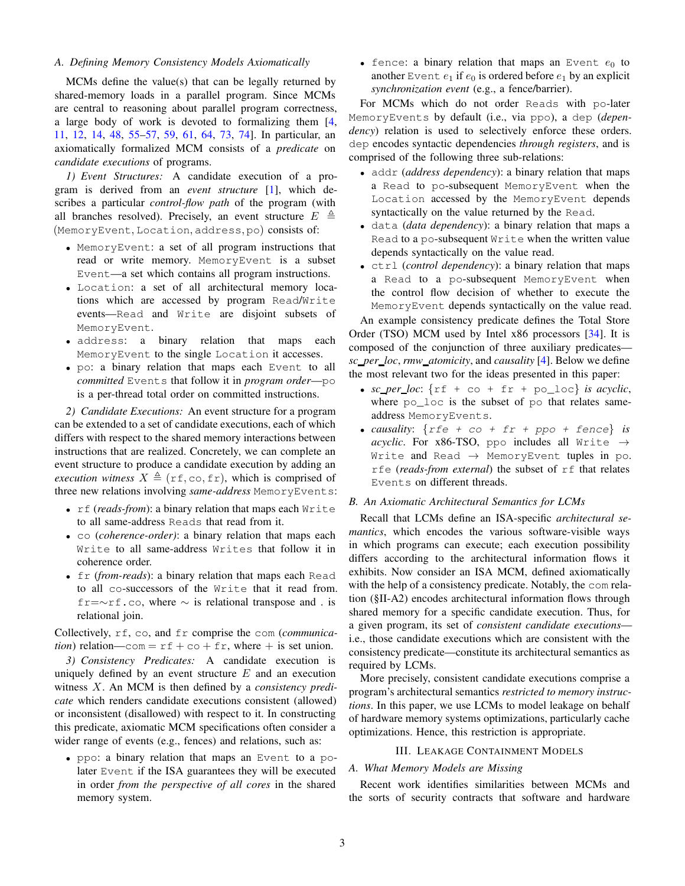### A. Defining Memory Consistency Models Axiomatically

MCMs define the value(s) that can be legally returned by shared-memory loads in a parallel program. Since MCMs are central to reasoning about parallel program correctness, a large body of work is devoted to formalizing them [4, 11, 12, 14, 48, 55–57, 59, 61, 64, 73, 74]. In particular, an axiomatically formalized MCM consists of a *predicate* on *candidate executions* of programs.

*1) Event Structures:* A candidate execution of a program is derived from an *event structure* [1], which describes a particular *control-flow path* of the program (with all branches resolved). Precisely, an event structure $E \triangleq (\texttt{MemoryEvent}, \texttt{Location}, \texttt{address}, \texttt{po})$ consists of:

- `MemoryEvent`: a set of all program instructions that read or write memory. `MemoryEvent` is a subset `Event`—a set which contains all program instructions.
- `Location`: a set of all architectural memory locations which are accessed by program `Read`/`Write` events—`Read` and `Write` are disjoint subsets of `MemoryEvent`.
- `address`: a binary relation that maps each `MemoryEvent` to the single `Location` it accesses.
- `po`: a binary relation that maps each `Event` to all *committed* `Events` that follow it in *program order*—`po` is a per-thread total order on committed instructions.

*2) Candidate Executions:* An event structure for a program can be extended to a set of candidate executions, each of which differs with respect to the shared memory interactions between instructions that are realized. Concretely, we can complete an event structure to produce a candidate execution by adding an *execution witness* $X \triangleq (\texttt{rf}, \texttt{co}, \texttt{fr})$, which is comprised of three new relations involving *same-address* `MemoryEvents`:

- `rf` (*reads-from*): a binary relation that maps each `Write` to all same-address `Reads` that read from it.
- `co` (*coherence-order*): a binary relation that maps each `Write` to all same-address `Writes` that follow it in coherence order.
- `fr` (*from-reads*): a binary relation that maps each `Read` to all `co`-successors of the `Write` that it read from. $\texttt{fr}{=}{\sim}\texttt{rf}.\texttt{co}$, where $\sim$ is relational transpose and . is relational join.

Collectively, `rf`, `co`, and `fr` comprise the `com` (*communication*) relation—$\texttt{com} = \texttt{rf} + \texttt{co} + \texttt{fr}$, where $+$ is set union.

*3) Consistency Predicates:* A candidate execution is uniquely defined by an event structure $E$ and an execution witness $X$. An MCM is then defined by a *consistency predicate* which renders candidate executions consistent (allowed) or inconsistent (disallowed) with respect to it. In constructing this predicate, axiomatic MCM specifications often consider a wider range of events (e.g., fences) and relations, such as:

- `ppo`: a binary relation that maps an `Event` to a `po`-later `Event` if the ISA guarantees they will be executed in order *from the perspective of all cores* in the shared memory system.
- `fence`: a binary relation that maps an `Event` $e_0$ to another `Event` $e_1$ if $e_0$ is ordered before $e_1$ by an explicit *synchronization event* (e.g., a fence/barrier).

For MCMs which do not order `Reads` with `po`-later `MemoryEvents` by default (i.e., via `ppo`), a `dep` (*dependency*) relation is used to selectively enforce these orders. `dep` encodes syntactic dependencies *through registers*, and is comprised of the following three sub-relations:

- `addr` (*address dependency*): a binary relation that maps a `Read` to `po`-subsequent `MemoryEvent` when the `Location` accessed by the `MemoryEvent` depends syntactically on the value returned by the `Read`.
- `data` (*data dependency*): a binary relation that maps a `Read` to a `po`-subsequent `Write` when the written value depends syntactically on the value read.
- `ctrl` (*control dependency*): a binary relation that maps a `Read` to a `po`-subsequent `MemoryEvent` when the control flow decision of whether to execute the `MemoryEvent` depends syntactically on the value read.

An example consistency predicate defines the Total Store Order (TSO) MCM used by Intel x86 processors [34]. It is composed of the conjunction of three auxiliary predicates—*sc_per_loc*, *rmw_atomicity*, and *causality* [4]. Below we define the most relevant two for the ideas presented in this paper:

- *sc_per_loc*: {`rf + co + fr + po_loc`} *is acyclic*, where `po_loc` is the subset of `po` that relates same-address `MemoryEvents`.
- *causality*: {*`rfe + co + fr + ppo + fence`*} *is acyclic*. For x86-TSO, `ppo` includes all `Write` → `Write` and `Read` → `MemoryEvent` tuples in `po`. `rfe` (*reads-from external*) the subset of `rf` that relates `Events` on different threads.

### B. An Axiomatic Architectural Semantics for LCMs

Recall that LCMs define an ISA-specific *architectural semantics*, which encodes the various software-visible ways in which programs can execute; each execution possibility differs according to the architectural information flows it exhibits. Now consider an ISA MCM, defined axiomatically with the help of a consistency predicate. Notably, the `com` relation (§II-A2) encodes architectural information flows through shared memory for a specific candidate execution. Thus, for a given program, its set of *consistent candidate executions*—i.e., those candidate executions which are consistent with the consistency predicate—constitute its architectural semantics as required by LCMs.

More precisely, consistent candidate executions comprise a program's architectural semantics *restricted to memory instructions*. In this paper, we use LCMs to model leakage on behalf of hardware memory systems optimizations, particularly cache optimizations. Hence, this restriction is appropriate.

## III. Leakage Containment Models

### A. What Memory Models are Missing

Recent work identifies similarities between MCMs and the sorts of security contracts that software and hardware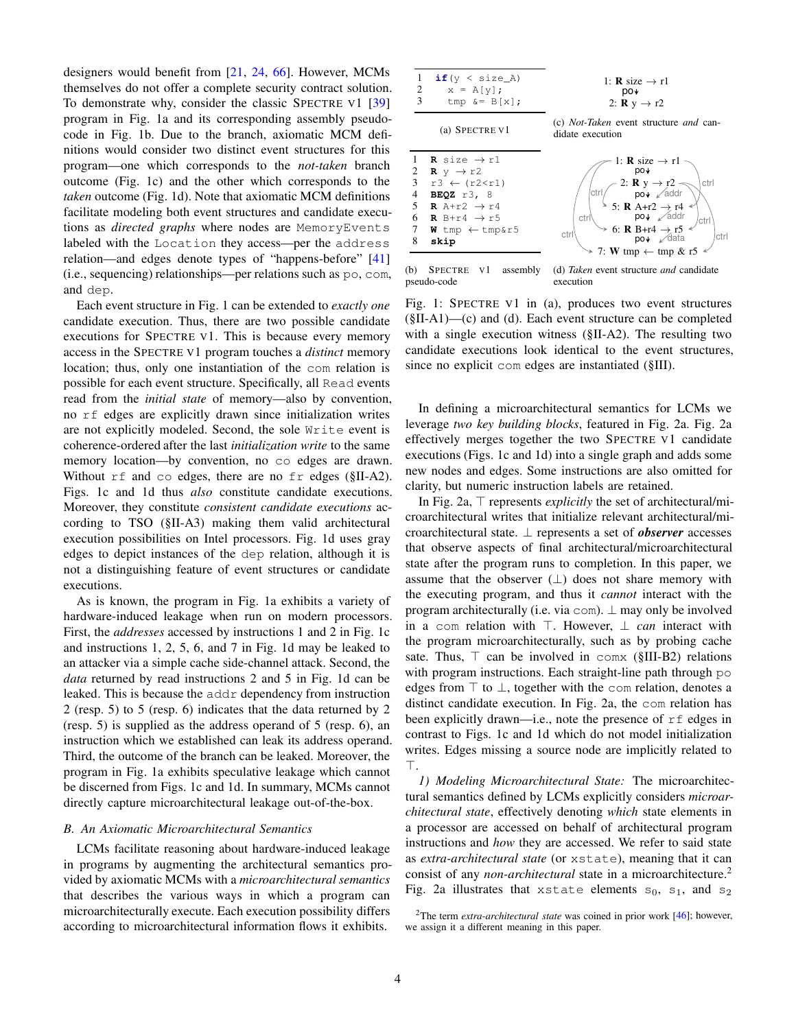designers would benefit from [21, 24, 66]. However, MCMs themselves do not offer a complete security contract solution. To demonstrate why, consider the classic SPECTRE V1 [39] program in Fig. 1a and its corresponding assembly pseudo-code in Fig. 1b. Due to the branch, axiomatic MCM definitions would consider two distinct event structures for this program—one which corresponds to the *not-taken* branch outcome (Fig. 1c) and the other which corresponds to the *taken* outcome (Fig. 1d). Note that axiomatic MCM definitions facilitate modeling both event structures and candidate executions as *directed graphs* where nodes are `MemoryEvents` labeled with the `Location` they access—per the `address` relation—and edges denote types of "happens-before" [41] (i.e., sequencing) relationships—per relations such as `po`, `com`, and `dep`.

Each event structure in Fig. 1 can be extended to *exactly one* candidate execution. Thus, there are two possible candidate executions for SPECTRE V1. This is because every memory access in the SPECTRE V1 program touches a *distinct* memory location; thus, only one instantiation of the `com` relation is possible for each event structure. Specifically, all `Read` events read from the *initial* state of memory—also by convention, no `rf` edges are explicitly drawn since initialization writes are not explicitly modeled. Second, the sole `Write` event is coherence-ordered after the last *initialization write* to the same memory location—by convention, no `co` edges are drawn. Without `rf` and `co` edges, there are no `fr` edges (§II-A2). Figs. 1c and 1d thus *also* constitute candidate executions. Moreover, they constitute *consistent candidate executions* according to TSO (§II-A3) making them valid architectural execution possibilities on Intel processors. Fig. 1d uses gray edges to depict instances of the `dep` relation, although it is not a distinguishing feature of event structures or candidate executions.

As is known, the program in Fig. 1a exhibits a variety of hardware-induced leakage when run on modern processors. First, the *addresses* accessed by instructions 1 and 2 in Fig. 1c and instructions 1, 2, 5, 6, and 7 in Fig. 1d may be leaked to an attacker via a simple cache side-channel attack. Second, the *data* returned by read instructions 2 and 5 in Fig. 1d can be leaked. This is because the `addr` dependency from instruction 2 (resp. 5) to 5 (resp. 6) indicates that the data returned by 2 (resp. 5) is supplied as the address operand of 5 (resp. 6), an instruction which we established can leak its address operand. Third, the outcome of the branch can be leaked. Moreover, the program in Fig. 1a exhibits speculative leakage which cannot be discerned from Figs. 1c and 1d. In summary, MCMs cannot directly capture microarchitectural leakage out-of-the-box.

### B. An Axiomatic Microarchitectural Semantics

LCMs facilitate reasoning about hardware-induced leakage in programs by augmenting the architectural semantics provided by axiomatic MCMs with a *microarchitectural semantics* that describes the various ways in which a program can microarchitecturally execute. Each execution possibility differs according to microarchitectural information flows it exhibits.

```
1  if(y < size_A)
2    x = A[y];
3    tmp &= B[x];
```

(a) SPECTRE V1

```
1  R size → r1
2  R y → r2
3  r3 ← (r2<r1)
4  BEQZ r3, 8
5  R A+r2 → r4
6  R B+r4 → r5
7  W tmp ← tmp&r5
8  skip
```

(b) SPECTRE V1 assembly pseudo-code

```
1: R size → r1
   po↓
2: R y → r2
```

(c) *Not-Taken* event structure *and* candidate execution

```
1: R size → r1
   po↓
2: R y → r2
   po↓  ↙addr
5: R A+r2 → r4
   po↓  ↙addr
6: R B+r4 → r5
   po↓  ↙data
7: W tmp ← tmp & r5
(ctrl edges from 1 and 2 to 5, 6, 7)
```

(d) *Taken* event structure *and* candidate execution

Fig. 1: SPECTRE V1 in (a), produces two event structures (§II-A1)—(c) and (d). Each event structure can be completed with a single execution witness (§II-A2). The resulting two candidate executions look identical to the event structures, since no explicit `com` edges are instantiated (§III).

In defining a microarchitectural semantics for LCMs we leverage *two key building blocks*, featured in Fig. 2a. Fig. 2a effectively merges together the two SPECTRE V1 candidate executions (Figs. 1c and 1d) into a single graph and adds some new nodes and edges. Some instructions are also omitted for clarity, but numeric instruction labels are retained.

In Fig. 2a, $\top$ represents *explicitly* the set of architectural/microarchitectural writes that initialize relevant architectural/microarchitectural state. $\bot$ represents a set of ***observer*** accesses that observe aspects of final architectural/microarchitectural state after the program runs to completion. In this paper, we assume that the observer ($\bot$) does not share memory with the executing program, and thus it *cannot* interact with the program architecturally (i.e. via `com`). $\bot$ may only be involved in a `com` relation with $\top$. However, $\bot$ *can* interact with the program microarchitecturally, such as by probing cache sate. Thus, $\top$ can be involved in `comx` (§III-B2) relations with program instructions. Each straight-line path through `po` edges from $\top$ to $\bot$, together with the `com` relation, denotes a distinct candidate execution. In Fig. 2a, the `com` relation has been explicitly drawn—i.e., note the presence of `rf` edges in contrast to Figs. 1c and 1d which do not model initialization writes. Edges missing a source node are implicitly related to $\top$.

*1) Modeling Microarchitectural State:* The microarchitectural semantics defined by LCMs explicitly considers *microarchitectural state*, effectively denoting *which* state elements in a processor are accessed on behalf of architectural program instructions and *how* they are accessed. We refer to said state as *extra-architectural state* (or `xstate`), meaning that it can consist of any *non-architectural* state in a microarchitecture.[2] Fig. 2a illustrates that `xstate` elements $s_0$, $s_1$, and $s_2$

[2] The term *extra-architectural state* was coined in prior work [46]; however, we assign it a different meaning in this paper.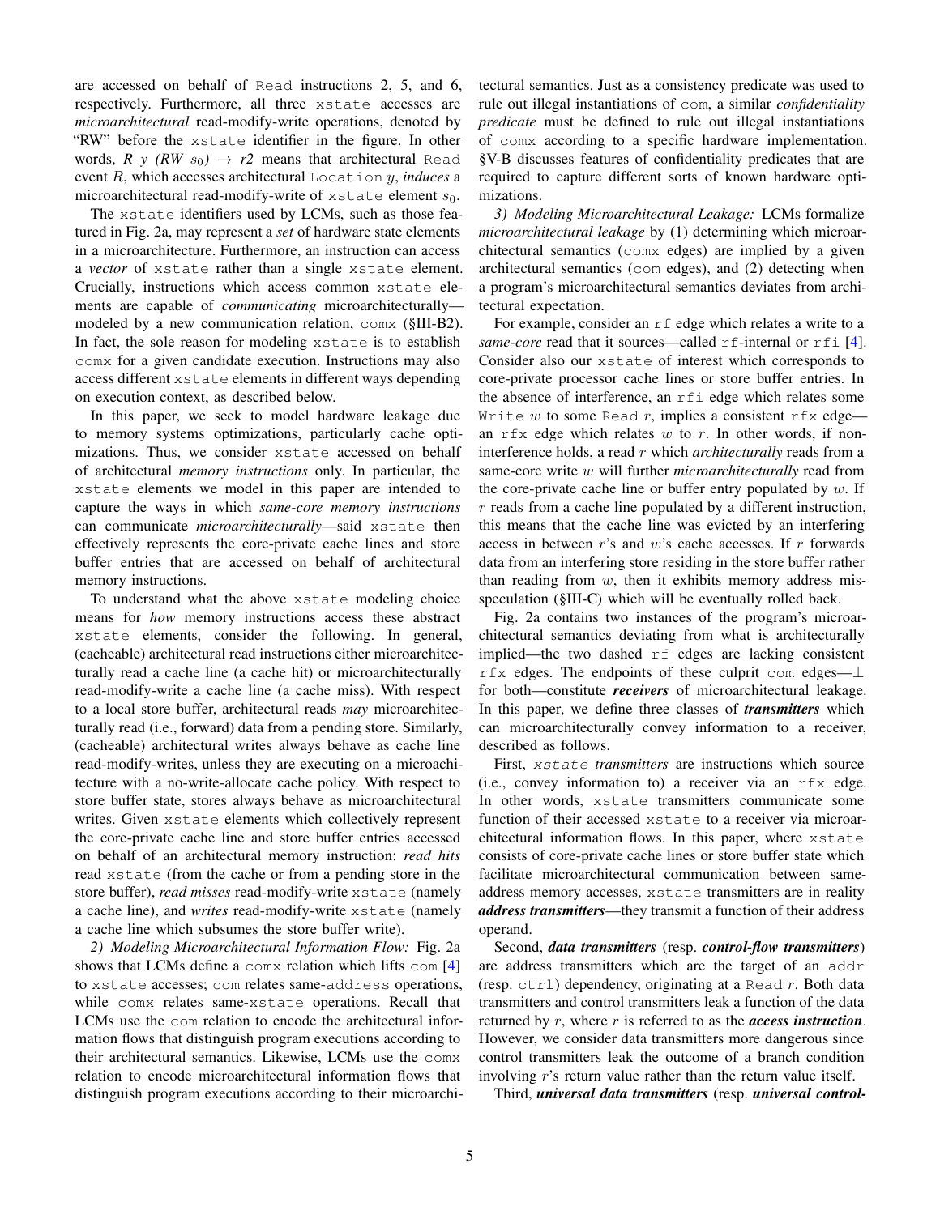are accessed on behalf of Read instructions 2, 5, and 6, respectively. Furthermore, all three xstate accesses are *microarchitectural* read-modify-write operations, denoted by "RW" before the xstate identifier in the figure. In other words, *R y (RW $s_0$) → r2* means that architectural Read event $R$, which accesses architectural Location $y$, *induces* a microarchitectural read-modify-write of xstate element $s_0$.

The xstate identifiers used by LCMs, such as those featured in Fig. 2a, may represent a *set* of hardware state elements in a microarchitecture. Furthermore, an instruction can access a *vector* of xstate rather than a single xstate element. Crucially, instructions which access common xstate elements are capable of *communicating* microarchitecturally—modeled by a new communication relation, comx (§III-B2). In fact, the sole reason for modeling xstate is to establish comx for a given candidate execution. Instructions may also access different xstate elements in different ways depending on execution context, as described below.

In this paper, we seek to model hardware leakage due to memory systems optimizations, particularly cache optimizations. Thus, we consider xstate accessed on behalf of architectural *memory instructions* only. In particular, the xstate elements we model in this paper are intended to capture the ways in which *same-core memory instructions* can communicate *microarchitecturally*—said xstate then effectively represents the core-private cache lines and store buffer entries that are accessed on behalf of architectural memory instructions.

To understand what the above xstate modeling choice means for *how* memory instructions access these abstract xstate elements, consider the following. In general, (cacheable) architectural read instructions either microarchitecturally read a cache line (a cache hit) or microarchitecturally read-modify-write a cache line (a cache miss). With respect to a local store buffer, architectural reads *may* microarchitecturally read (i.e., forward) data from a pending store. Similarly, (cacheable) architectural writes always behave as cache line read-modify-writes, unless they are executing on a microachitecture with a no-write-allocate cache policy. With respect to store buffer state, stores always behave as microarchitectural writes. Given xstate elements which collectively represent the core-private cache line and store buffer entries accessed on behalf of an architectural memory instruction: *read hits* read xstate (from the cache or from a pending store in the store buffer), *read misses* read-modify-write xstate (namely a cache line), and *writes* read-modify-write xstate (namely a cache line which subsumes the store buffer write).

*2) Modeling Microarchitectural Information Flow:* Fig. 2a shows that LCMs define a comx relation which lifts com [4] to xstate accesses; com relates same-address operations, while comx relates same-xstate operations. Recall that LCMs use the com relation to encode the architectural information flows that distinguish program executions according to their architectural semantics. Likewise, LCMs use the comx relation to encode microarchitectural information flows that distinguish program executions according to their microarchitectural semantics. Just as a consistency predicate was used to rule out illegal instantiations of com, a similar *confidentiality predicate* must be defined to rule out illegal instantiations of comx according to a specific hardware implementation. §V-B discusses features of confidentiality predicates that are required to capture different sorts of known hardware optimizations.

*3) Modeling Microarchitectural Leakage:* LCMs formalize *microarchitectural leakage* by (1) determining which microarchitectural semantics (comx edges) are implied by a given architectural semantics (com edges), and (2) detecting when a program's microarchitectural semantics deviates from architectural expectation.

For example, consider an rf edge which relates a write to a *same-core* read that it sources—called rf-internal or rfi [4]. Consider also our xstate of interest which corresponds to core-private processor cache lines or store buffer entries. In the absence of interference, an rfi edge which relates some Write $w$ to some Read $r$, implies a consistent rfx edge—an rfx edge which relates $w$ to $r$. In other words, if non-interference holds, a read $r$ which *architecturally* reads from a same-core write $w$ will further *microarchitecturally* read from the core-private cache line or buffer entry populated by $w$. If $r$ reads from a cache line populated by a different instruction, this means that the cache line was evicted by an interfering access in between $r$'s and $w$'s cache accesses. If $r$ forwards data from an interfering store residing in the store buffer rather than reading from $w$, then it exhibits memory address misspeculation (§III-C) which will be eventually rolled back.

Fig. 2a contains two instances of the program's microarchitectural semantics deviating from what is architecturally implied—the two dashed rf edges are lacking consistent rfx edges. The endpoints of these culprit com edges—⊥ for both—constitute ***receivers*** of microarchitectural leakage. In this paper, we define three classes of ***transmitters*** which can microarchitecturally convey information to a receiver, described as follows.

First, ***xstate transmitters*** are instructions which source (i.e., convey information to) a receiver via an rfx edge. In other words, xstate transmitters communicate some function of their accessed xstate to a receiver via microarchitectural information flows. In this paper, where xstate consists of core-private cache lines or store buffer state which facilitate microarchitectural communication between same-address memory accesses, xstate transmitters are in reality ***address transmitters***—they transmit a function of their address operand.

Second, ***data transmitters*** (resp. ***control-flow transmitters***) are address transmitters which are the target of an addr (resp. ctrl) dependency, originating at a Read $r$. Both data transmitters and control transmitters leak a function of the data returned by $r$, where $r$ is referred to as the ***access instruction***. However, we consider data transmitters more dangerous since control transmitters leak the outcome of a branch condition involving $r$'s return value rather than the return value itself.

Third, ***universal data transmitters*** (resp. ***universal control-***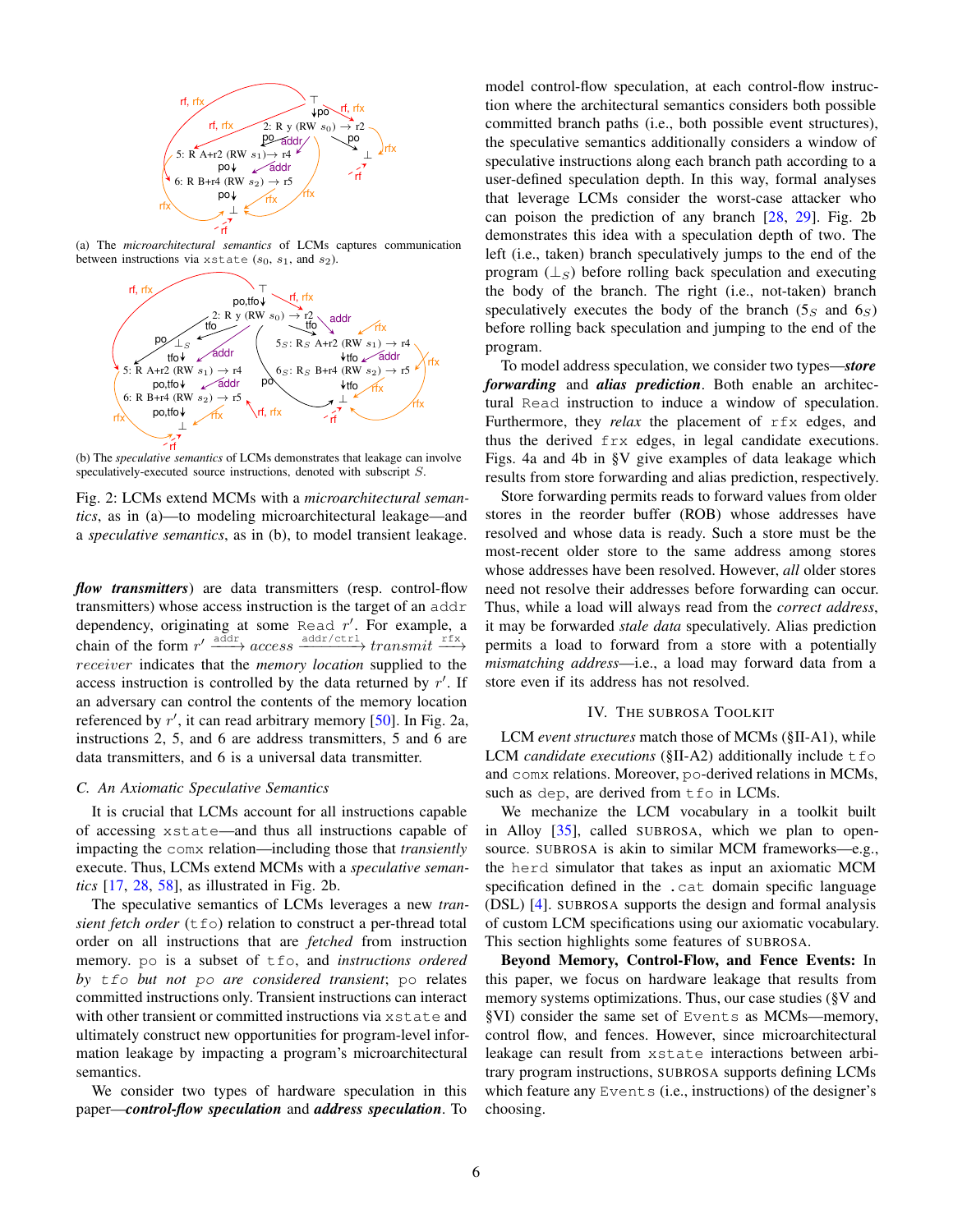(a) The *microarchitectural semantics* of LCMs captures communication between instructions via xstate ($s_0$, $s_1$, and $s_2$).

(b) The *speculative semantics* of LCMs demonstrates that leakage can involve speculatively-executed source instructions, denoted with subscript $S$.

Fig. 2: LCMs extend MCMs with a *microarchitectural semantics*, as in (a)—to modeling microarchitectural leakage—and a *speculative semantics*, as in (b), to model transient leakage.

***flow transmitters***) are data transmitters (resp. control-flow transmitters) whose access instruction is the target of an addr dependency, originating at some Read $r'$. For example, a chain of the form $r' \xrightarrow{\text{addr}} access \xrightarrow{\text{addr/ctrl}} transmit \xrightarrow{\text{rfx}} receiver$ indicates that the *memory location* supplied to the access instruction is controlled by the data returned by $r'$. If an adversary can control the contents of the memory location referenced by $r'$, it can read arbitrary memory [50]. In Fig. 2a, instructions 2, 5, and 6 are address transmitters, 5 and 6 are data transmitters, and 6 is a universal data transmitter.

### C. An Axiomatic Speculative Semantics

It is crucial that LCMs account for all instructions capable of accessing xstate—and thus all instructions capable of impacting the comx relation—including those that *transiently* execute. Thus, LCMs extend MCMs with a *speculative semantics* [17, 28, 58], as illustrated in Fig. 2b.

The speculative semantics of LCMs leverages a new *transient fetch order* (tfo) relation to construct a per-thread total order on all instructions that are *fetched* from instruction memory. po is a subset of tfo, and *instructions ordered by tfo but not po are considered transient*; po relates committed instructions only. Transient instructions can interact with other transient or committed instructions via xstate and ultimately construct new opportunities for program-level information leakage by impacting a program's microarchitectural semantics.

We consider two types of hardware speculation in this paper—***control-flow speculation*** and ***address speculation***. To model control-flow speculation, at each control-flow instruction where the architectural semantics considers both possible committed branch paths (i.e., both possible event structures), the speculative semantics additionally considers a window of speculative instructions along each branch path according to a user-defined speculation depth. In this way, formal analyses that leverage LCMs consider the worst-case attacker who can poison the prediction of any branch [28, 29]. Fig. 2b demonstrates this idea with a speculation depth of two. The left (i.e., taken) branch speculatively jumps to the end of the program ($\bot_S$) before rolling back speculation and executing the body of the branch. The right (i.e., not-taken) branch speculatively executes the body of the branch ($5_S$ and $6_S$) before rolling back speculation and jumping to the end of the program.

To model address speculation, we consider two types—***store forwarding*** and ***alias prediction***. Both enable an architectural Read instruction to induce a window of speculation. Furthermore, they *relax* the placement of rfx edges, and thus the derived frx edges, in legal candidate executions. Figs. 4a and 4b in §V give examples of data leakage which results from store forwarding and alias prediction, respectively.

Store forwarding permits reads to forward values from older stores in the reorder buffer (ROB) whose addresses have resolved and whose data is ready. Such a store must be the most-recent older store to the same address among stores whose addresses have been resolved. However, *all* older stores need not resolve their addresses before forwarding can occur. Thus, while a load will always read from the *correct address*, it may be forwarded *stale data* speculatively. Alias prediction permits a load to forward from a store with a potentially *mismatching address*—i.e., a load may forward data from a store even if its address has not resolved.

## IV. The Subrosa Toolkit

LCM *event structures* match those of MCMs (§II-A1), while LCM *candidate executions* (§II-A2) additionally include tfo and comx relations. Moreover, po-derived relations in MCMs, such as dep, are derived from tfo in LCMs.

We mechanize the LCM vocabulary in a toolkit built in Alloy [35], called SUBROSA, which we plan to open-source. SUBROSA is akin to similar MCM frameworks—e.g., the herd simulator that takes as input an axiomatic MCM specification defined in the .cat domain specific language (DSL) [4]. SUBROSA supports the design and formal analysis of custom LCM specifications using our axiomatic vocabulary. This section highlights some features of SUBROSA.

**Beyond Memory, Control-Flow, and Fence Events:** In this paper, we focus on hardware leakage that results from memory systems optimizations. Thus, our case studies (§V and §VI) consider the same set of Events as MCMs—memory, control flow, and fences. However, since microarchitectural leakage can result from xstate interactions between arbitrary program instructions, SUBROSA supports defining LCMs which feature any Events (i.e., instructions) of the designer's choosing.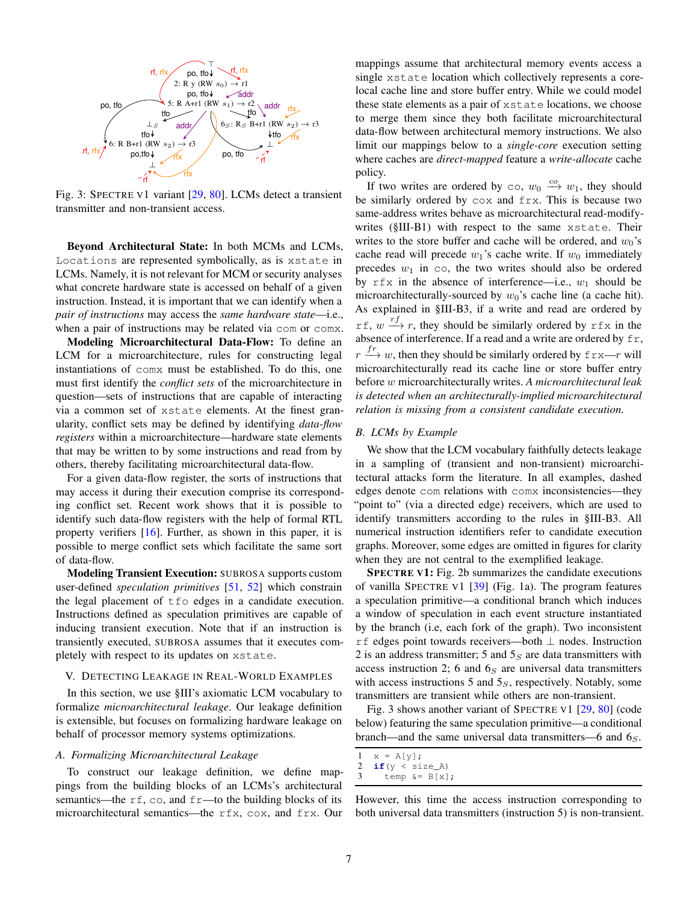Fig. 3: SPECTRE V1 variant [29, 80]. LCMs detect a transient transmitter and non-transient access.

**Beyond Architectural State:** In both MCMs and LCMs, `Locations` are represented symbolically, as is `xstate` in LCMs. Namely, it is not relevant for MCM or security analyses what concrete hardware state is accessed on behalf of a given instruction. Instead, it is important that we can identify when a *pair of instructions* may access the *same hardware state*—i.e., when a pair of instructions may be related via `com` or `comx`.

**Modeling Microarchitectural Data-Flow:** To define an LCM for a microarchitecture, rules for constructing legal instantiations of `comx` must be established. To do this, one must first identify the *conflict sets* of the microarchitecture in question—sets of instructions that are capable of interacting via a common set of `xstate` elements. At the finest granularity, conflict sets may be defined by identifying *data-flow registers* within a microarchitecture—hardware state elements that may be written to by some instructions and read from by others, thereby facilitating microarchitectural data-flow.

For a given data-flow register, the sorts of instructions that may access it during their execution comprise its corresponding conflict set. Recent work shows that it is possible to identify such data-flow registers with the help of formal RTL property verifiers [16]. Further, as shown in this paper, it is possible to merge conflict sets which facilitate the same sort of data-flow.

**Modeling Transient Execution:** SUBROSA supports custom user-defined *speculation primitives* [51, 52] which constrain the legal placement of `tfo` edges in a candidate execution. Instructions defined as speculation primitives are capable of inducing transient execution. Note that if an instruction is transiently executed, SUBROSA assumes that it executes completely with respect to its updates on `xstate`.

## V. Detecting Leakage in Real-World Examples

In this section, we use §III's axiomatic LCM vocabulary to formalize *microarchitectural leakage*. Our leakage definition is extensible, but focuses on formalizing hardware leakage on behalf of processor memory systems optimizations.

### A. Formalizing Microarchitectural Leakage

To construct our leakage definition, we define mappings from the building blocks of an LCMs's architectural semantics—the `rf`, `co`, and `fr`—to the building blocks of its microarchitectural semantics—the `rfx`, `cox`, and `frx`. Our mappings assume that architectural memory events access a single `xstate` location which collectively represents a core-local cache line and store buffer entry. While we could model these state elements as a pair of `xstate` locations, we choose to merge them since they both facilitate microarchitectural data-flow between architectural memory instructions. We also limit our mappings below to a *single-core* execution setting where caches are *direct-mapped* feature a *write-allocate* cache policy.

If two writes are ordered by `co`, $w_0 \xrightarrow{co} w_1$, they should be similarly ordered by `cox` and `frx`. This is because two same-address writes behave as microarchitectural read-modify-writes (§III-B1) with respect to the same `xstate`. Their writes to the store buffer and cache will be ordered, and $w_0$'s cache read will precede $w_1$'s cache write. If $w_0$ immediately precedes $w_1$ in `co`, the two writes should also be ordered by `rfx` in the absence of interference—i.e., $w_1$ should be microarchitecturally-sourced by $w_0$'s cache line (a cache hit). As explained in §III-B3, if a write and read are ordered by `rf`, $w \xrightarrow{rf} r$, they should be similarly ordered by `rfx` in the absence of interference. If a read and a write are ordered by `fr`, $r \xrightarrow{fr} w$, then they should be similarly ordered by `frx`—$r$ will microarchitecturally read its cache line or store buffer entry before $w$ microarchitecturally writes. *A microarchitectural leak is detected when an architecturally-implied microarchitectural relation is missing from a consistent candidate execution.*

### B. LCMs by Example

We show that the LCM vocabulary faithfully detects leakage in a sampling of (transient and non-transient) microarchitectural attacks form the literature. In all examples, dashed edges denote `com` relations with `comx` inconsistencies—they "point to" (via a directed edge) receivers, which are used to identify transmitters according to the rules in §III-B3. All numerical instruction identifiers refer to candidate execution graphs. Moreover, some edges are omitted in figures for clarity when they are not central to the exemplified leakage.

**SPECTRE V1:** Fig. 2b summarizes the candidate executions of vanilla SPECTRE V1 [39] (Fig. 1a). The program features a speculation primitive—a conditional branch which induces a window of speculation in each event structure instantiated by the branch (i.e, each fork of the graph). Two inconsistent `rf` edges point towards receivers—both ⊥ nodes. Instruction 2 is an address transmitter; 5 and $5_S$ are data transmitters with access instruction 2; 6 and $6_S$ are universal data transmitters with access instructions 5 and $5_S$, respectively. Notably, some transmitters are transient while others are non-transient.

Fig. 3 shows another variant of SPECTRE V1 [29, 80] (code below) featuring the same speculation primitive—a conditional branch—and the same universal data transmitters—6 and $6_S$.

```
1  x = A[y];
2  if(y < size_A)
3    temp &= B[x];
```

However, this time the access instruction corresponding to both universal data transmitters (instruction 5) is non-transient.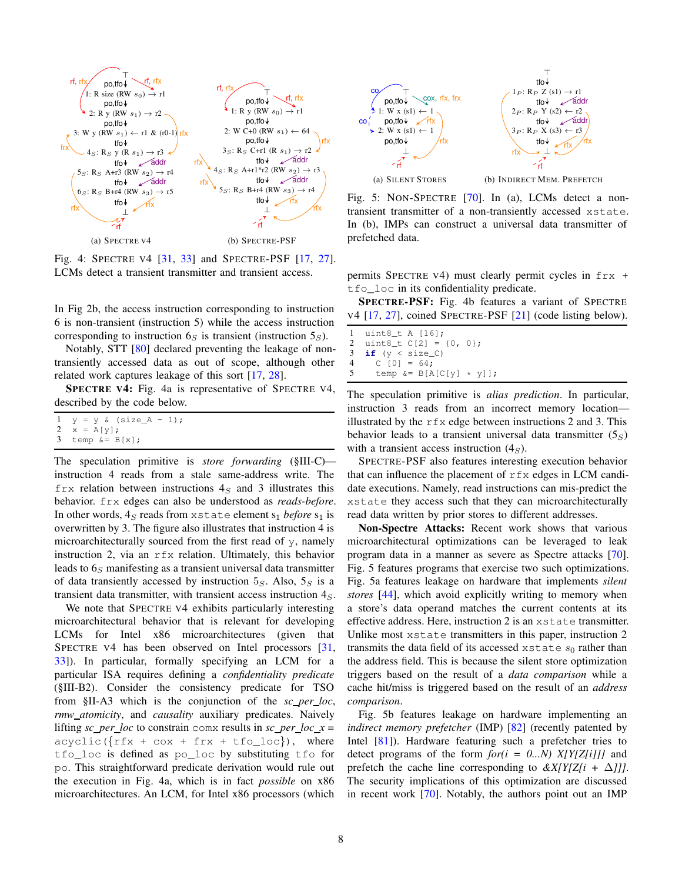Fig. 4: SPECTRE V4 [31, 33] and SPECTRE-PSF [17, 27]. LCMs detect a transient transmitter and transient access.

(a) SPECTRE V4

(b) SPECTRE-PSF

In Fig 2b, the access instruction corresponding to instruction 6 is non-transient (instruction 5) while the access instruction corresponding to instruction $6_S$ is transient (instruction $5_S$).

Notably, STT [80] declared preventing the leakage of non-transiently accessed data as out of scope, although other related work captures leakage of this sort [17, 28].

**SPECTRE V4:** Fig. 4a is representative of SPECTRE V4, described by the code below.

```
1  y = y & (size_A - 1);
2  x = A[y];
3  temp &= B[x];
```

The speculation primitive is *store forwarding* (§III-C)—instruction 4 reads from a stale same-address write. The `frx` relation between instructions $4_S$ and 3 illustrates this behavior. `frx` edges can also be understood as *reads-before*. In other words, $4_S$ reads from `xstate` element $s_1$ *before* $s_1$ is overwritten by 3. The figure also illustrates that instruction 4 is microarchitecturally sourced from the first read of y, namely instruction 2, via an `rfx` relation. Ultimately, this behavior leads to $6_S$ manifesting as a transient universal data transmitter of data transiently accessed by instruction $5_S$. Also, $5_S$ is a transient data transmitter, with transient access instruction $4_S$.

We note that SPECTRE V4 exhibits particularly interesting microarchitectural behavior that is relevant for developing LCMs for Intel x86 microarchitectures (given that SPECTRE V4 has been observed on Intel processors [31, 33]). In particular, formally specifying an LCM for a particular ISA requires defining a *confidentiality predicate* (§III-B2). Consider the consistency predicate for TSO from §II-A3 which is the conjunction of the *sc_per_loc*, *rmw_atomicity*, and *causality* auxiliary predicates. Naively lifting *sc_per_loc* to constrain `comx` results in *sc_per_loc_x* = `acyclic({rfx + cox + frx + tfo_loc})`, where `tfo_loc` is defined as `po_loc` by substituting `tfo` for `po`. This straightforward predicate derivation would rule out the execution in Fig. 4a, which is in fact *possible* on x86 microarchitectures. An LCM, for Intel x86 processors (which permits SPECTRE V4) must clearly permit cycles in `frx + tfo_loc` in its confidentiality predicate.

**SPECTRE-PSF:** Fig. 4b features a variant of SPECTRE V4 [17, 27], coined SPECTRE-PSF [21] (code listing below).

```
1  uint8_t A [16];
2  uint8_t C[2] = {0, 0};
3  if (y < size_C)
4    C [0] = 64;
5    temp &= B[A[C[y] * y]];
```

The speculation primitive is *alias prediction*. In particular, instruction 3 reads from an incorrect memory location—illustrated by the `rfx` edge between instructions 2 and 3. This behavior leads to a transient universal data transmitter ($5_S$) with a transient access instruction ($4_S$).

SPECTRE-PSF also features interesting execution behavior that can influence the placement of `rfx` edges in LCM candidate executions. Namely, read instructions can mis-predict the `xstate` they access such that they can microarchitecturally read data written by prior stores to different addresses.

(a) SILENT STORES

(b) INDIRECT MEM. PREFETCH

Fig. 5: NON-SPECTRE [70]. In (a), LCMs detect a non-transient transmitter of a non-transiently accessed `xstate`. In (b), IMPs can construct a universal data transmitter of prefetched data.

**Non-Spectre Attacks:** Recent work shows that various microarchitectural optimizations can be leveraged to leak program data in a manner as severe as Spectre attacks [70]. Fig. 5 features programs that exercise two such optimizations. Fig. 5a features leakage on hardware that implements *silent stores* [44], which avoid explicitly writing to memory when a store's data operand matches the current contents at its effective address. Here, instruction 2 is an `xstate` transmitter. Unlike most `xstate` transmitters in this paper, instruction 2 transmits the data field of its accessed `xstate` $s_0$ rather than the address field. This is because the silent store optimization triggers based on the result of a *data comparison* while a cache hit/miss is triggered based on the result of an *address comparison*.

Fig. 5b features leakage on hardware implementing an *indirect memory prefetcher* (IMP) [82] (recently patented by Intel [81]). Hardware featuring such a prefetcher tries to detect programs of the form *for(i = 0...N) X[Y[Z[i]]]* and prefetch the cache line corresponding to *&X[Y[Z[i + Δ]]]*. The security implications of this optimization are discussed in recent work [70]. Notably, the authors point out an IMP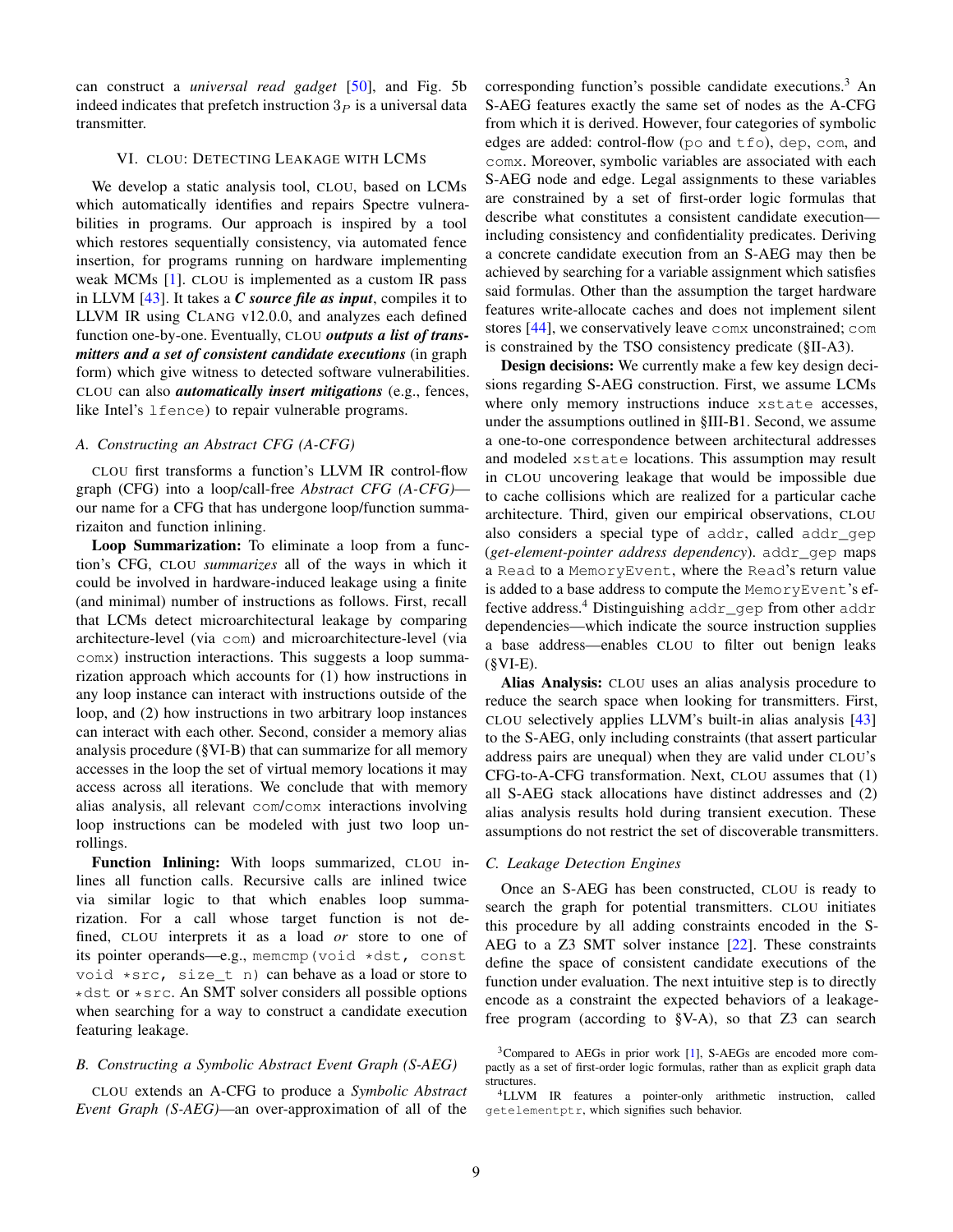can construct a *universal read gadget* [50], and Fig. 5b indeed indicates that prefetch instruction $3_P$ is a universal data transmitter.

## VI. CLOU: Detecting Leakage with LCMs

We develop a static analysis tool, CLOU, based on LCMs which automatically identifies and repairs Spectre vulnerabilities in programs. Our approach is inspired by a tool which restores sequentially consistency, via automated fence insertion, for programs running on hardware implementing weak MCMs [1]. CLOU is implemented as a custom IR pass in LLVM [43]. It takes a ***C source file as input***, compiles it to LLVM IR using CLANG v12.0.0, and analyzes each defined function one-by-one. Eventually, CLOU ***outputs a list of transmitters and a set of consistent candidate executions*** (in graph form) which give witness to detected software vulnerabilities. CLOU can also ***automatically insert mitigations*** (e.g., fences, like Intel's `lfence`) to repair vulnerable programs.

### A. Constructing an Abstract CFG (A-CFG)

CLOU first transforms a function's LLVM IR control-flow graph (CFG) into a loop/call-free *Abstract CFG (A-CFG)*—our name for a CFG that has undergone loop/function summarizaiton and function inlining.

**Loop Summarization:** To eliminate a loop from a function's CFG, CLOU *summarizes* all of the ways in which it could be involved in hardware-induced leakage using a finite (and minimal) number of instructions as follows. First, recall that LCMs detect microarchitectural leakage by comparing architecture-level (via `com`) and microarchitecture-level (via `comx`) instruction interactions. This suggests a loop summarization approach which accounts for (1) how instructions in any loop instance can interact with instructions outside of the loop, and (2) how instructions in two arbitrary loop instances can interact with each other. Second, consider a memory alias analysis procedure (§VI-B) that can summarize for all memory accesses in the loop the set of virtual memory locations it may access across all iterations. We conclude that with memory alias analysis, all relevant `com`/`comx` interactions involving loop instructions can be modeled with just two loop unrollings.

**Function Inlining:** With loops summarized, CLOU inlines all function calls. Recursive calls are inlined twice via similar logic to that which enables loop summarization. For a call whose target function is not defined, CLOU interprets it as a load *or* store to one of its pointer operands—e.g., `memcmp(void *dst, const void *src, size_t n)` can behave as a load or store to `*dst` or `*src`. An SMT solver considers all possible options when searching for a way to construct a candidate execution featuring leakage.

### B. Constructing a Symbolic Abstract Event Graph (S-AEG)

CLOU extends an A-CFG to produce a *Symbolic Abstract Event Graph (S-AEG)*—an over-approximation of all of the corresponding function's possible candidate executions.[3] An S-AEG features exactly the same set of nodes as the A-CFG from which it is derived. However, four categories of symbolic edges are added: control-flow (`po` and `tfo`), `dep`, `com`, and `comx`. Moreover, symbolic variables are associated with each S-AEG node and edge. Legal assignments to these variables are constrained by a set of first-order logic formulas that describe what constitutes a consistent candidate execution—including consistency and confidentiality predicates. Deriving a concrete candidate execution from an S-AEG may then be achieved by searching for a variable assignment which satisfies said formulas. Other than the assumption the target hardware features write-allocate caches and does not implement silent stores [44], we conservatively leave `comx` unconstrained; `com` is constrained by the TSO consistency predicate (§II-A3).

**Design decisions:** We currently make a few key design decisions regarding S-AEG construction. First, we assume LCMs where only memory instructions induce `xstate` accesses, under the assumptions outlined in §III-B1. Second, we assume a one-to-one correspondence between architectural addresses and modeled `xstate` locations. This assumption may result in CLOU uncovering leakage that would be impossible due to cache collisions which are realized for a particular cache architecture. Third, given our empirical observations, CLOU also considers a special type of `addr`, called `addr_gep` (*get-element-pointer address dependency*). `addr_gep` maps a `Read` to a `MemoryEvent`, where the `Read`'s return value is added to a base address to compute the `MemoryEvent`'s effective address.[4] Distinguishing `addr_gep` from other `addr` dependencies—which indicate the source instruction supplies a base address—enables CLOU to filter out benign leaks (§VI-E).

**Alias Analysis:** CLOU uses an alias analysis procedure to reduce the search space when looking for transmitters. First, CLOU selectively applies LLVM's built-in alias analysis [43] to the S-AEG, only including constraints (that assert particular address pairs are unequal) when they are valid under CLOU's CFG-to-A-CFG transformation. Next, CLOU assumes that (1) all S-AEG stack allocations have distinct addresses and (2) alias analysis results hold during transient execution. These assumptions do not restrict the set of discoverable transmitters.

### C. Leakage Detection Engines

Once an S-AEG has been constructed, CLOU is ready to search the graph for potential transmitters. CLOU initiates this procedure by all adding constraints encoded in the S-AEG to a Z3 SMT solver instance [22]. These constraints define the space of consistent candidate executions of the function under evaluation. The next intuitive step is to directly encode as a constraint the expected behaviors of a leakage-free program (according to §V-A), so that Z3 can search

[3] Compared to AEGs in prior work [1], S-AEGs are encoded more compactly as a set of first-order logic formulas, rather than as explicit graph data structures.

[4] LLVM IR features a pointer-only arithmetic instruction, called `getelementptr`, which signifies such behavior.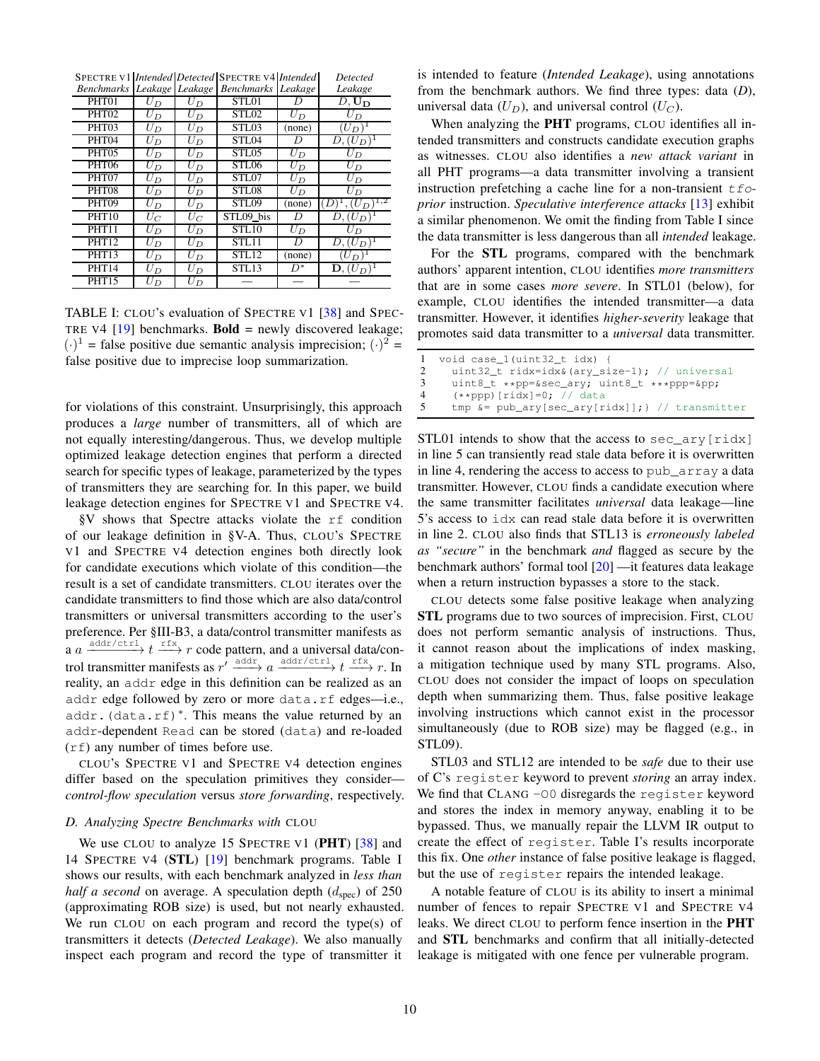| SPECTRE V1 Benchmarks | Intended Leakage | Detected Leakage | SPECTRE V4 Benchmarks | Intended Leakage | Detected Leakage |
|---|---|---|---|---|---|
| PHT01 | $U_D$ | $U_D$ | STL01 | $D$ | $D, \mathbf{U_D}$ |
| PHT02 | $U_D$ | $U_D$ | STL02 | $U_D$ | $U_D$ |
| PHT03 | $U_D$ | $U_D$ | STL03 | (none) | $(U_D)^1$ |
| PHT04 | $U_D$ | $U_D$ | STL04 | $D$ | $D, (U_D)^1$ |
| PHT05 | $U_D$ | $U_D$ | STL05 | $U_D$ | $U_D$ |
| PHT06 | $U_D$ | $U_D$ | STL06 | $U_D$ | $U_D$ |
| PHT07 | $U_D$ | $U_D$ | STL07 | $U_D$ | $U_D$ |
| PHT08 | $U_D$ | $U_D$ | STL08 | $U_D$ | $U_D$ |
| PHT09 | $U_D$ | $U_D$ | STL09 | (none) | $(D)^1, (U_D)^{1,2}$ |
| PHT10 | $U_C$ | $U_C$ | STL09_bis | $D$ | $D, (U_D)^1$ |
| PHT11 | $U_D$ | $U_D$ | STL10 | $U_D$ | $U_D$ |
| PHT12 | $U_D$ | $U_D$ | STL11 | $D$ | $D, (U_D)^1$ |
| PHT13 | $U_D$ | $U_D$ | STL12 | (none) | $(U_D)^1$ |
| PHT14 | $U_D$ | $U_D$ | STL13 | $D^*$ | $\mathbf{D}, (U_D)^1$ |
| PHT15 | $U_D$ | $U_D$ | — | — | — |

TABLE I: CLOU's evaluation of SPECTRE V1 [38] and SPECTRE V4 [19] benchmarks. **Bold** = newly discovered leakage; $(\cdot)^1$ = false positive due semantic analysis imprecision; $(\cdot)^2$ = false positive due to imprecise loop summarization.

for violations of this constraint. Unsurprisingly, this approach produces a *large* number of transmitters, all of which are not equally interesting/dangerous. Thus, we develop multiple optimized leakage detection engines that perform a directed search for specific types of leakage, parameterized by the types of transmitters they are searching for. In this paper, we build leakage detection engines for SPECTRE V1 and SPECTRE V4.

§V shows that Spectre attacks violate the `rf` condition of our leakage definition in §V-A. Thus, CLOU's SPECTRE V1 and SPECTRE V4 detection engines both directly look for candidate executions which violate of this condition—the result is a set of candidate transmitters. CLOU iterates over the candidate transmitters to find those which are also data/control transmitters or universal transmitters according to the user's preference. Per §III-B3, a data/control transmitter manifests as a $a \xrightarrow{\texttt{addr/ctrl}} t \xrightarrow{\texttt{rfx}} r$ code pattern, and a universal data/control transmitter manifests as $r' \xrightarrow{\texttt{addr}} a \xrightarrow{\texttt{addr/ctrl}} t \xrightarrow{\texttt{rfx}} r$. In reality, an `addr` edge in this definition can be realized as an `addr` edge followed by zero or more `data.rf` edges—i.e., `addr.(data.rf)*`. This means the value returned by an `addr`-dependent `Read` can be stored (`data`) and re-loaded (`rf`) any number of times before use.

CLOU's SPECTRE V1 and SPECTRE V4 detection engines differ based on the speculation primitives they consider—*control-flow speculation* versus *store forwarding*, respectively.

### D. Analyzing Spectre Benchmarks with CLOU

We use CLOU to analyze 15 SPECTRE V1 (**PHT**) [38] and 14 SPECTRE V4 (**STL**) [19] benchmark programs. Table I shows our results, with each benchmark analyzed in *less than half a second* on average. A speculation depth ($d_{\text{spec}}$) of 250 (approximating ROB size) is used, but not nearly exhausted. We run CLOU on each program and record the type(s) of transmitters it detects (*Detected Leakage*). We also manually inspect each program and record the type of transmitter it is intended to feature (*Intended Leakage*), using annotations from the benchmark authors. We find three types: data ($D$), universal data ($U_D$), and universal control ($U_C$).

When analyzing the **PHT** programs, CLOU identifies all intended transmitters and constructs candidate execution graphs as witnesses. CLOU also identifies a *new attack variant* in all PHT programs—a data transmitter involving a transient instruction prefetching a cache line for a non-transient *tfo-prior* instruction. *Speculative interference attacks* [13] exhibit a similar phenomenon. We omit the finding from Table I since the data transmitter is less dangerous than all *intended* leakage.

For the **STL** programs, compared with the benchmark authors' apparent intention, CLOU identifies *more transmitters* that are in some cases *more severe*. In STL01 (below), for example, CLOU identifies the intended transmitter—a data transmitter. However, it identifies *higher-severity* leakage that promotes said data transmitter to a *universal* data transmitter.

```
1  void case_1(uint32_t idx) {
2    uint32_t ridx=idx&(ary_size-1); // universal
3    uint8_t **pp=&sec_ary; uint8_t ***ppp=&pp;
4    (**ppp)[ridx]=0; // data
5    tmp &= pub_ary[sec_ary[ridx]];} // transmitter
```

STL01 intends to show that the access to `sec_ary[ridx]` in line 5 can transiently read stale data before it is overwritten in line 4, rendering the access to access to `pub_array` a data transmitter. However, CLOU finds a candidate execution where the same transmitter facilitates *universal* data leakage—line 5's access to `idx` can read stale data before it is overwritten in line 2. CLOU also finds that STL13 is *erroneously labeled as "secure"* in the benchmark *and* flagged as secure by the benchmark authors' formal tool [20] —it features data leakage when a return instruction bypasses a store to the stack.

CLOU detects some false positive leakage when analyzing **STL** programs due to two sources of imprecision. First, CLOU does not perform semantic analysis of instructions. Thus, it cannot reason about the implications of index masking, a mitigation technique used by many STL programs. Also, CLOU does not consider the impact of loops on speculation depth when summarizing them. Thus, false positive leakage involving instructions which cannot exist in the processor simultaneously (due to ROB size) may be flagged (e.g., in STL09).

STL03 and STL12 are intended to be *safe* due to their use of C's `register` keyword to prevent *storing* an array index. We find that CLANG `-O0` disregards the `register` keyword and stores the index in memory anyway, enabling it to be bypassed. Thus, we manually repair the LLVM IR output to create the effect of `register`. Table I's results incorporate this fix. One *other* instance of false positive leakage is flagged, but the use of `register` repairs the intended leakage.

A notable feature of CLOU is its ability to insert a minimal number of fences to repair SPECTRE V1 and SPECTRE V4 leaks. We direct CLOU to perform fence insertion in the **PHT** and **STL** benchmarks and confirm that all initially-detected leakage is mitigated with one fence per vulnerable program.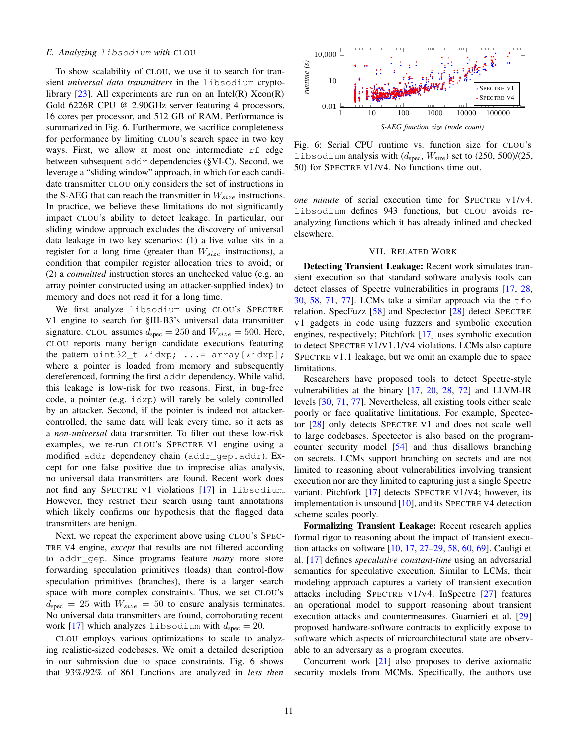### E. Analyzing `libsodium` with CLOU

To show scalability of CLOU, we use it to search for transient *universal data transmitters* in the `libsodium` cryptolibrary [23]. All experiments are run on an Intel(R) Xeon(R) Gold 6226R CPU @ 2.90GHz server featuring 4 processors, 16 cores per processor, and 512 GB of RAM. Performance is summarized in Fig. 6. Furthermore, we sacrifice completeness for performance by limiting CLOU's search space in two key ways. First, we allow at most one intermediate `rf` edge between subsequent `addr` dependencies (§VI-C). Second, we leverage a "sliding window" approach, in which for each candidate transmitter CLOU only considers the set of instructions in the S-AEG that can reach the transmitter in $W_{size}$ instructions. In practice, we believe these limitations do not significantly impact CLOU's ability to detect leakage. In particular, our sliding window approach excludes the discovery of universal data leakage in two key scenarios: (1) a live value sits in a register for a long time (greater than $W_{size}$ instructions), a condition that compiler register allocation tries to avoid; or (2) a *committed* instruction stores an unchecked value (e.g. an array pointer constructed using an attacker-supplied index) to memory and does not read it for a long time.

We first analyze `libsodium` using CLOU's SPECTRE V1 engine to search for §III-B3's universal data transmitter signature. CLOU assumes $d_{\text{spec}} = 250$ and $W_{size} = 500$. Here, CLOU reports many benign candidate executions featuring the pattern `uint32_t *idxp; ...= array[*idxp];` where a pointer is loaded from memory and subsequently dereferenced, forming the first `addr` dependency. While valid, this leakage is low-risk for two reasons. First, in bug-free code, a pointer (e.g. `idxp`) will rarely be solely controlled by an attacker. Second, if the pointer is indeed not attacker-controlled, the same data will leak every time, so it acts as a *non-universal* data transmitter. To filter out these low-risk examples, we re-run CLOU's SPECTRE V1 engine using a modified `addr` dependency chain (`addr_gep.addr`). Except for one false positive due to imprecise alias analysis, no universal data transmitters are found. Recent work does not find any SPECTRE V1 violations [17] in `libsodium`. However, they restrict their search using taint annotations which likely confirms our hypothesis that the flagged data transmitters are benign.

Next, we repeat the experiment above using CLOU's SPECTRE V4 engine, *except* that results are not filtered according to `addr_gep`. Since programs feature *many* more store forwarding speculation primitives (loads) than control-flow speculation primitives (branches), there is a larger search space with more complex constraints. Thus, we set CLOU's $d_{\text{spec}} = 25$ with $W_{size} = 50$ to ensure analysis terminates. No universal data transmitters are found, corroborating recent work [17] which analyzes `libsodium` with $d_{\text{spec}} = 20$.

CLOU employs various optimizations to scale to analyzing realistic-sized codebases. We omit a detailed description in our submission due to space constraints. Fig. 6 shows that 93%/92% of 861 functions are analyzed in *less then one minute* of serial execution time for SPECTRE V1/V4. `libsodium` defines 943 functions, but CLOU avoids re-analyzing functions which it has already inlined and checked elsewhere.

Fig. 6: Serial CPU runtime vs. function size for CLOU's `libsodium` analysis with ($d_{\text{spec}}$, $W_{\text{size}}$) set to (250, 500)/(25, 50) for SPECTRE V1/V4. No functions time out.

## VII. Related Work

**Detecting Transient Leakage:** Recent work simulates transient execution so that standard software analysis tools can detect classes of Spectre vulnerabilities in programs [17, 28, 30, 58, 71, 77]. LCMs take a similar approach via the `tfo` relation. SpecFuzz [58] and Spectector [28] detect SPECTRE V1 gadgets in code using fuzzers and symbolic execution engines, respectively; Pitchfork [17] uses symbolic execution to detect SPECTRE V1/V1.1/V4 violations. LCMs also capture SPECTRE V1.1 leakage, but we omit an example due to space limitations.

Researchers have proposed tools to detect Spectre-style vulnerabilities at the binary [17, 20, 28, 72] and LLVM-IR levels [30, 71, 77]. Nevertheless, all existing tools either scale poorly or face qualitative limitations. For example, Spectector [28] only detects SPECTRE V1 and does not scale well to large codebases. Spectector is also based on the program-counter security model [54] and thus disallows branching on secrets. LCMs support branching on secrets and are not limited to reasoning about vulnerabilities involving transient execution nor are they limited to capturing just a single Spectre variant. Pitchfork [17] detects SPECTRE V1/V4; however, its implementation is unsound [10], and its SPECTRE V4 detection scheme scales poorly.

**Formalizing Transient Leakage:** Recent research applies formal rigor to reasoning about the impact of transient execution attacks on software [10, 17, 27–29, 58, 60, 69]. Cauligi et al. [17] defines *speculative constant-time* using an adversarial semantics for speculative execution. Similar to LCMs, their modeling approach captures a variety of transient execution attacks including SPECTRE V1/V4. InSpectre [27] features an operational model to support reasoning about transient execution attacks and countermeasures. Guarnieri et al. [29] proposed hardware-software contracts to explicitly expose to software which aspects of microarchitectural state are observable to an adversary as a program executes.

Concurrent work [21] also proposes to derive axiomatic security models from MCMs. Specifically, the authors use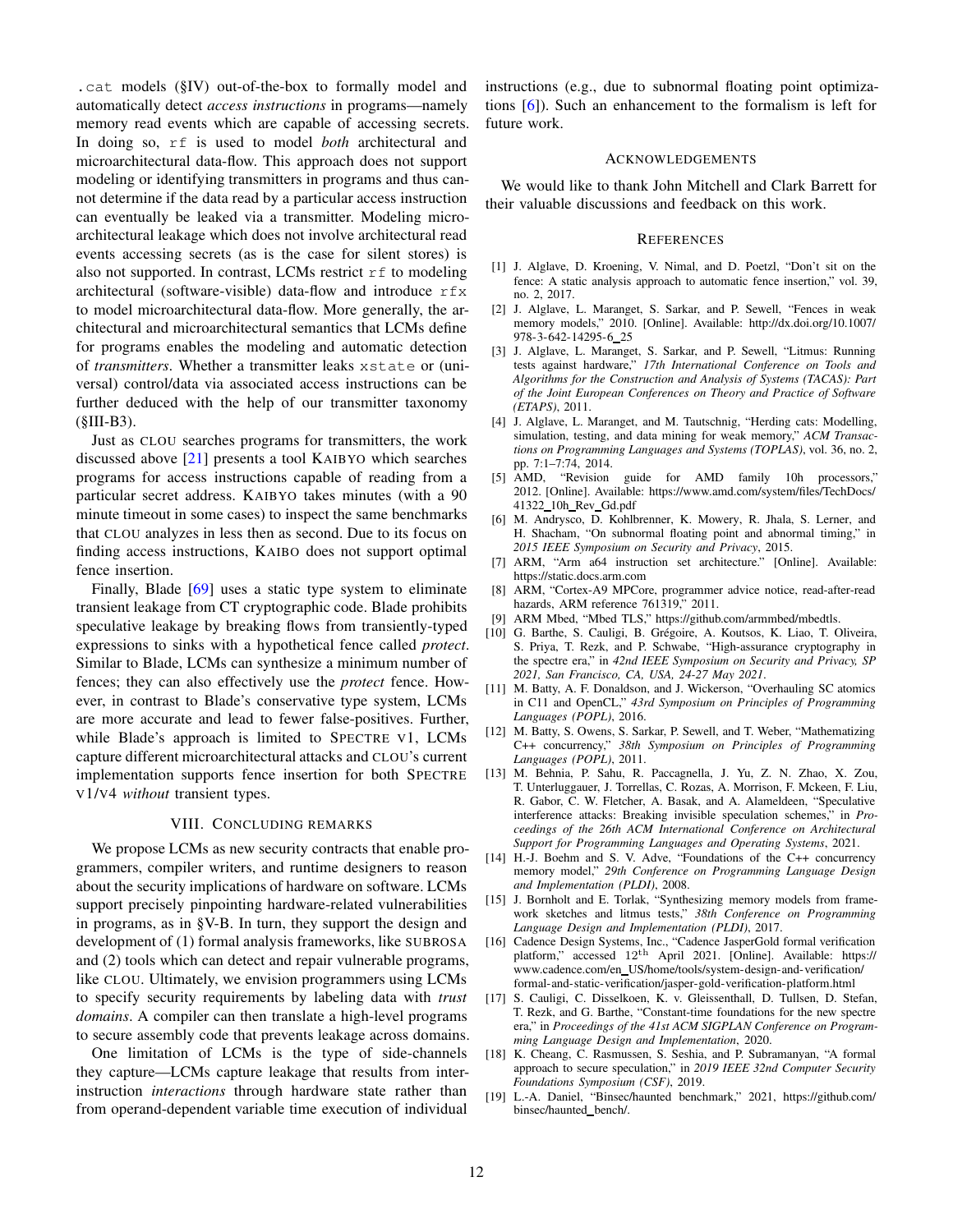.cat models (§IV) out-of-the-box to formally model and automatically detect *access instructions* in programs—namely memory read events which are capable of accessing secrets. In doing so, rf is used to model *both* architectural and microarchitectural data-flow. This approach does not support modeling or identifying transmitters in programs and thus cannot determine if the data read by a particular access instruction can eventually be leaked via a transmitter. Modeling microarchitectural leakage which does not involve architectural read events accessing secrets (as is the case for silent stores) is also not supported. In contrast, LCMs restrict rf to modeling architectural (software-visible) data-flow and introduce rfx to model microarchitectural data-flow. More generally, the architectural and microarchitectural semantics that LCMs define for programs enables the modeling and automatic detection of *transmitters*. Whether a transmitter leaks xstate or (universal) control/data via associated access instructions can be further deduced with the help of our transmitter taxonomy (§III-B3).

Just as CLOU searches programs for transmitters, the work discussed above [21] presents a tool KAIBYO which searches programs for access instructions capable of reading from a particular secret address. KAIBYO takes minutes (with a 90 minute timeout in some cases) to inspect the same benchmarks that CLOU analyzes in less then as second. Due to its focus on finding access instructions, KAIBO does not support optimal fence insertion.

Finally, Blade [69] uses a static type system to eliminate transient leakage from CT cryptographic code. Blade prohibits speculative leakage by breaking flows from transiently-typed expressions to sinks with a hypothetical fence called *protect*. Similar to Blade, LCMs can synthesize a minimum number of fences; they can also effectively use the *protect* fence. However, in contrast to Blade's conservative type system, LCMs are more accurate and lead to fewer false-positives. Further, while Blade's approach is limited to SPECTRE V1, LCMs capture different microarchitectural attacks and CLOU's current implementation supports fence insertion for both SPECTRE V1/V4 *without* transient types.

## VIII. Concluding Remarks

We propose LCMs as new security contracts that enable programmers, compiler writers, and runtime designers to reason about the security implications of hardware on software. LCMs support precisely pinpointing hardware-related vulnerabilities in programs, as in §V-B. In turn, they support the design and development of (1) formal analysis frameworks, like SUBROSA and (2) tools which can detect and repair vulnerable programs, like CLOU. Ultimately, we envision programmers using LCMs to specify security requirements by labeling data with *trust domains*. A compiler can then translate a high-level programs to secure assembly code that prevents leakage across domains.

One limitation of LCMs is the type of side-channels they capture—LCMs capture leakage that results from inter-instruction *interactions* through hardware state rather than from operand-dependent variable time execution of individual instructions (e.g., due to subnormal floating point optimizations [6]). Such an enhancement to the formalism is left for future work.

## Acknowledgements

We would like to thank John Mitchell and Clark Barrett for their valuable discussions and feedback on this work.

## References

[1] J. Alglave, D. Kroening, V. Nimal, and D. Poetzl, "Don't sit on the fence: A static analysis approach to automatic fence insertion," vol. 39, no. 2, 2017.

[2] J. Alglave, L. Maranget, S. Sarkar, and P. Sewell, "Fences in weak memory models," 2010. [Online]. Available: http://dx.doi.org/10.1007/978-3-642-14295-6_25

[3] J. Alglave, L. Maranget, S. Sarkar, and P. Sewell, "Litmus: Running tests against hardware," *17th International Conference on Tools and Algorithms for the Construction and Analysis of Systems (TACAS): Part of the Joint European Conferences on Theory and Practice of Software (ETAPS)*, 2011.

[4] J. Alglave, L. Maranget, and M. Tautschnig, "Herding cats: Modelling, simulation, testing, and data mining for weak memory," *ACM Transactions on Programming Languages and Systems (TOPLAS)*, vol. 36, no. 2, pp. 7:1–7:74, 2014.

[5] AMD, "Revision guide for AMD family 10h processors," 2012. [Online]. Available: https://www.amd.com/system/files/TechDocs/41322_10h_Rev_Gd.pdf

[6] M. Andrysco, D. Kohlbrenner, K. Mowery, R. Jhala, S. Lerner, and H. Shacham, "On subnormal floating point and abnormal timing," in *2015 IEEE Symposium on Security and Privacy*, 2015.

[7] ARM, "Arm a64 instruction set architecture." [Online]. Available: https://static.docs.arm.com

[8] ARM, "Cortex-A9 MPCore, programmer advice notice, read-after-read hazards, ARM reference 761319," 2011.

[9] ARM Mbed, "Mbed TLS," https://github.com/armmbed/mbedtls.

[10] G. Barthe, S. Cauligi, B. Grégoire, A. Koutsos, K. Liao, T. Oliveira, S. Priya, T. Rezk, and P. Schwabe, "High-assurance cryptography in the spectre era," in *42nd IEEE Symposium on Security and Privacy, SP 2021, San Francisco, CA, USA, 24-27 May 2021*.

[11] M. Batty, A. F. Donaldson, and J. Wickerson, "Overhauling SC atomics in C11 and OpenCL," *43rd Symposium on Principles of Programming Languages (POPL)*, 2016.

[12] M. Batty, S. Owens, S. Sarkar, P. Sewell, and T. Weber, "Mathematizing C++ concurrency," *38th Symposium on Principles of Programming Languages (POPL)*, 2011.

[13] M. Behnia, P. Sahu, R. Paccagnella, J. Yu, Z. N. Zhao, X. Zou, T. Unterluggauer, J. Torrellas, C. Rozas, A. Morrison, F. Mckeen, F. Liu, R. Gabor, C. W. Fletcher, A. Basak, and A. Alameldeen, "Speculative interference attacks: Breaking invisible speculation schemes," in *Proceedings of the 26th ACM International Conference on Architectural Support for Programming Languages and Operating Systems*, 2021.

[14] H.-J. Boehm and S. V. Adve, "Foundations of the C++ concurrency memory model," *29th Conference on Programming Language Design and Implementation (PLDI)*, 2008.

[15] J. Bornholt and E. Torlak, "Synthesizing memory models from framework sketches and litmus tests," *38th Conference on Programming Language Design and Implementation (PLDI)*, 2017.

[16] Cadence Design Systems, Inc., "Cadence JasperGold formal verification platform," accessed 12th April 2021. [Online]. Available: https://www.cadence.com/en_US/home/tools/system-design-and-verification/formal-and-static-verification/jasper-gold-verification-platform.html

[17] S. Cauligi, C. Disselkoen, K. v. Gleissenthall, D. Tullsen, D. Stefan, T. Rezk, and G. Barthe, "Constant-time foundations for the new spectre era," in *Proceedings of the 41st ACM SIGPLAN Conference on Programming Language Design and Implementation*, 2020.

[18] K. Cheang, C. Rasmussen, S. Seshia, and P. Subramanyan, "A formal approach to secure speculation," in *2019 IEEE 32nd Computer Security Foundations Symposium (CSF)*, 2019.

[19] L.-A. Daniel, "Binsec/haunted benchmark," 2021, https://github.com/binsec/haunted_bench/.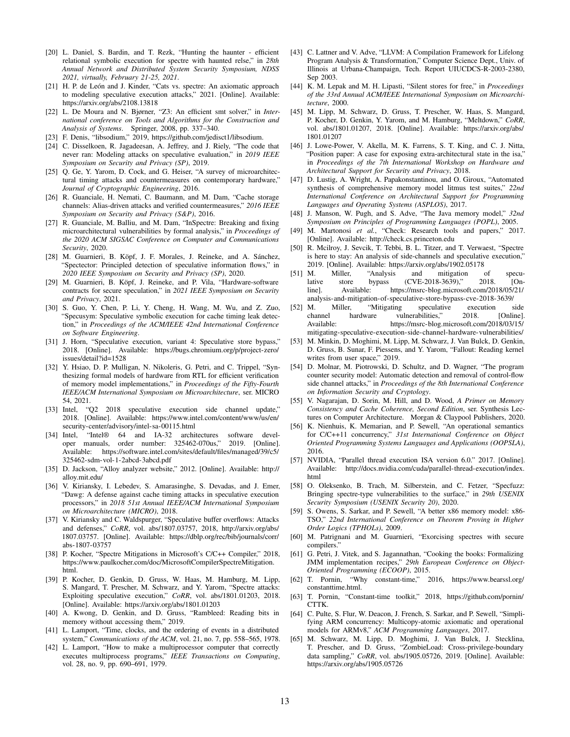[20] L. Daniel, S. Bardin, and T. Rezk, "Hunting the haunter - efficient relational symbolic execution for spectre with haunted relse," in *28th Annual Network and Distributed System Security Symposium, NDSS 2021, virtually, February 21-25, 2021*.

[21] H. P. de León and J. Kinder, "Cats vs. spectre: An axiomatic approach to modeling speculative execution attacks," 2021. [Online]. Available: https://arxiv.org/abs/2108.13818

[22] L. De Moura and N. Bjørner, "Z3: An efficient smt solver," in *International conference on Tools and Algorithms for the Construction and Analysis of Systems*. Springer, 2008, pp. 337–340.

[23] F. Denis, "libsodium," 2019, https://github.com/jedisct1/libsodium.

[24] C. Disselkoen, R. Jagadeesan, A. Jeffrey, and J. Riely, "The code that never ran: Modeling attacks on speculative evaluation," in *2019 IEEE Symposium on Security and Privacy (SP)*, 2019.

[25] Q. Ge, Y. Yarom, D. Cock, and G. Heiser, "A survey of microarchitectural timing attacks and countermeasures on contemporary hardware," *Journal of Cryptographic Engineering*, 2016.

[26] R. Guanciale, H. Nemati, C. Baumann, and M. Dam, "Cache storage channels: Alias-driven attacks and verified countermeasures," *2016 IEEE Symposium on Security and Privacy (S&P)*, 2016.

[27] R. Guanciale, M. Balliu, and M. Dam, "InSpectre: Breaking and fixing microarchitectural vulnerabilities by formal analysis," in *Proceedings of the 2020 ACM SIGSAC Conference on Computer and Communications Security*, 2020.

[28] M. Guarnieri, B. Köpf, J. F. Morales, J. Reineke, and A. Sánchez, "Spectector: Principled detection of speculative information flows," in *2020 IEEE Symposium on Security and Privacy (SP)*, 2020.

[29] M. Guarnieri, B. Köpf, J. Reineke, and P. Vila, "Hardware-software contracts for secure speculation," in *2021 IEEE Symposium on Security and Privacy*, 2021.

[30] S. Guo, Y. Chen, P. Li, Y. Cheng, H. Wang, M. Wu, and Z. Zuo, "Specusym: Speculative symbolic execution for cache timing leak detection," in *Proceedings of the ACM/IEEE 42nd International Conference on Software Engineering*.

[31] J. Horn, "Speculative execution, variant 4: Speculative store bypass," 2018. [Online]. Available: https://bugs.chromium.org/p/project-zero/issues/detail?id=1528

[32] Y. Hsiao, D. P. Mulligan, N. Nikoleris, G. Petri, and C. Trippel, "Synthesizing formal models of hardware from RTL for efficient verification of memory model implementations," in *Proceedings of the Fifty-Fourth IEEE/ACM International Symposium on Microarchitecture*, ser. MICRO 54, 2021.

[33] Intel, "Q2 2018 speculative execution side channel update," 2018. [Online]. Available: https://www.intel.com/content/www/us/en/security-center/advisory/intel-sa-00115.html

[34] Intel, "Intel® 64 and IA-32 architectures software developer manuals, order number: 325462-070us," 2019. [Online]. Available: https://software.intel.com/sites/default/files/managed/39/c5/325462-sdm-vol-1-2abcd-3abcd.pdf

[35] D. Jackson, "Alloy analyzer website," 2012. [Online]. Available: http://alloy.mit.edu/

[36] V. Kiriansky, I. Lebedev, S. Amarasinghe, S. Devadas, and J. Emer, "Dawg: A defense against cache timing attacks in speculative execution processors," in *2018 51st Annual IEEE/ACM International Symposium on Microarchitecture (MICRO)*, 2018.

[37] V. Kiriansky and C. Waldspurger, "Speculative buffer overflows: Attacks and defenses," *CoRR*, vol. abs/1807.03757, 2018, http://arxiv.org/abs/1807.03757. [Online]. Available: https://dblp.org/rec/bib/journals/corr/abs-1807-03757

[38] P. Kocher, "Spectre Mitigations in Microsoft's C/C++ Compiler," 2018, https://www.paulkocher.com/doc/MicrosoftCompilerSpectreMitigation.html.

[39] P. Kocher, D. Genkin, D. Gruss, W. Haas, M. Hamburg, M. Lipp, S. Mangard, T. Prescher, M. Schwarz, and Y. Yarom, "Spectre attacks: Exploiting speculative execution," *CoRR*, vol. abs/1801.01203, 2018. [Online]. Available: https://arxiv.org/abs/1801.01203

[40] A. Kwong, D. Genkin, and D. Gruss, "Rambleed: Reading bits in memory without accessing them," 2019.

[41] L. Lamport, "Time, clocks, and the ordering of events in a distributed system," *Communications of the ACM*, vol. 21, no. 7, pp. 558–565, 1978.

[42] L. Lamport, "How to make a multiprocessor computer that correctly executes multiprocess programs," *IEEE Transactions on Computing*, vol. 28, no. 9, pp. 690–691, 1979.

[43] C. Lattner and V. Adve, "LLVM: A Compilation Framework for Lifelong Program Analysis & Transformation," Computer Science Dept., Univ. of Illinois at Urbana-Champaign, Tech. Report UIUCDCS-R-2003-2380, Sep 2003.

[44] K. M. Lepak and M. H. Lipasti, "Silent stores for free," in *Proceedings of the 33rd Annual ACM/IEEE International Symposium on Microarchitecture*, 2000.

[45] M. Lipp, M. Schwarz, D. Gruss, T. Prescher, W. Haas, S. Mangard, P. Kocher, D. Genkin, Y. Yarom, and M. Hamburg, "Meltdown," *CoRR*, vol. abs/1801.01207, 2018. [Online]. Available: https://arxiv.org/abs/1801.01207

[46] J. Lowe-Power, V. Akella, M. K. Farrens, S. T. King, and C. J. Nitta, "Position paper: A case for exposing extra-architectural state in the isa," in *Proceedings of the 7th International Workshop on Hardware and Architectural Support for Security and Privacy*, 2018.

[47] D. Lustig, A. Wright, A. Papakonstantinou, and O. Giroux, "Automated synthesis of comprehensive memory model litmus test suites," *22nd International Conference on Architectural Support for Programming Languages and Operating Systems (ASPLOS)*, 2017.

[48] J. Manson, W. Pugh, and S. Adve, "The Java memory model," *32nd Symposium on Principles of Programming Languages (POPL)*, 2005.

[49] M. Martonosi *et al.*, "Check: Research tools and papers," 2017. [Online]. Available: http://check.cs.princeton.edu

[50] R. Mcilroy, J. Sevcik, T. Tebbi, B. L. Titzer, and T. Verwaest, "Spectre is here to stay: An analysis of side-channels and speculative execution," 2019. [Online]. Available: https://arxiv.org/abs/1902.05178

[51] M. Miller, "Analysis and mitigation of speculative store bypass (CVE-2018-3639)," 2018. [Online]. Available: https://msrc-blog.microsoft.com/2018/05/21/analysis-and-mitigation-of-speculative-store-bypass-cve-2018-3639/

[52] M. Miller, "Mitigating speculative execution side channel hardware vulnerabilities," 2018. [Online]. Available: https://msrc-blog.microsoft.com/2018/03/15/mitigating-speculative-execution-side-channel-hardware-vulnerabilities/

[53] M. Minkin, D. Moghimi, M. Lipp, M. Schwarz, J. Van Bulck, D. Genkin, D. Gruss, B. Sunar, F. Piessens, and Y. Yarom, "Fallout: Reading kernel writes from user space," 2019.

[54] D. Molnar, M. Piotrowski, D. Schultz, and D. Wagner, "The program counter security model: Automatic detection and removal of control-flow side channel attacks," in *Proceedings of the 8th International Conference on Information Security and Cryptology*.

[55] V. Nagarajan, D. Sorin, M. Hill, and D. Wood, *A Primer on Memory Consistency and Cache Coherence, Second Edition*, ser. Synthesis Lectures on Computer Architecture. Morgan & Claypool Publishers, 2020.

[56] K. Nienhuis, K. Memarian, and P. Sewell, "An operational semantics for C/C++11 concurrency," *31st International Conference on Object Oriented Programming Systems Languages and Applications (OOPSLA)*, 2016.

[57] NVIDIA, "Parallel thread execution ISA version 6.0." 2017. [Online]. Available: http://docs.nvidia.com/cuda/parallel-thread-execution/index.html

[58] O. Oleksenko, B. Trach, M. Silberstein, and C. Fetzer, "Specfuzz: Bringing spectre-type vulnerabilities to the surface," in *29th USENIX Security Symposium (USENIX Security 20)*, 2020.

[59] S. Owens, S. Sarkar, and P. Sewell, "A better x86 memory model: x86-TSO," *22nd International Conference on Theorem Proving in Higher Order Logics (TPHOLs)*, 2009.

[60] M. Patrignani and M. Guarnieri, "Exorcising spectres with secure compilers."

[61] G. Petri, J. Vitek, and S. Jagannathan, "Cooking the books: Formalizing JMM implementation recipes," *29th European Conference on Object-Oriented Programming (ECOOP)*, 2015.

[62] T. Pornin, "Why constant-time," 2016, https://www.bearssl.org/constanttime.html.

[63] T. Pornin, "Constant-time toolkit," 2018, https://github.com/pornin/CTTK.

[64] C. Pulte, S. Flur, W. Deacon, J. French, S. Sarkar, and P. Sewell, "Simplifying ARM concurrency: Multicopy-atomic axiomatic and operational models for ARMv8," *ACM Programming Languages*, 2017.

[65] M. Schwarz, M. Lipp, D. Moghimi, J. Van Bulck, J. Stecklina, T. Prescher, and D. Gruss, "ZombieLoad: Cross-privilege-boundary data sampling," *CoRR*, vol. abs/1905.05726, 2019. [Online]. Available: https://arxiv.org/abs/1905.05726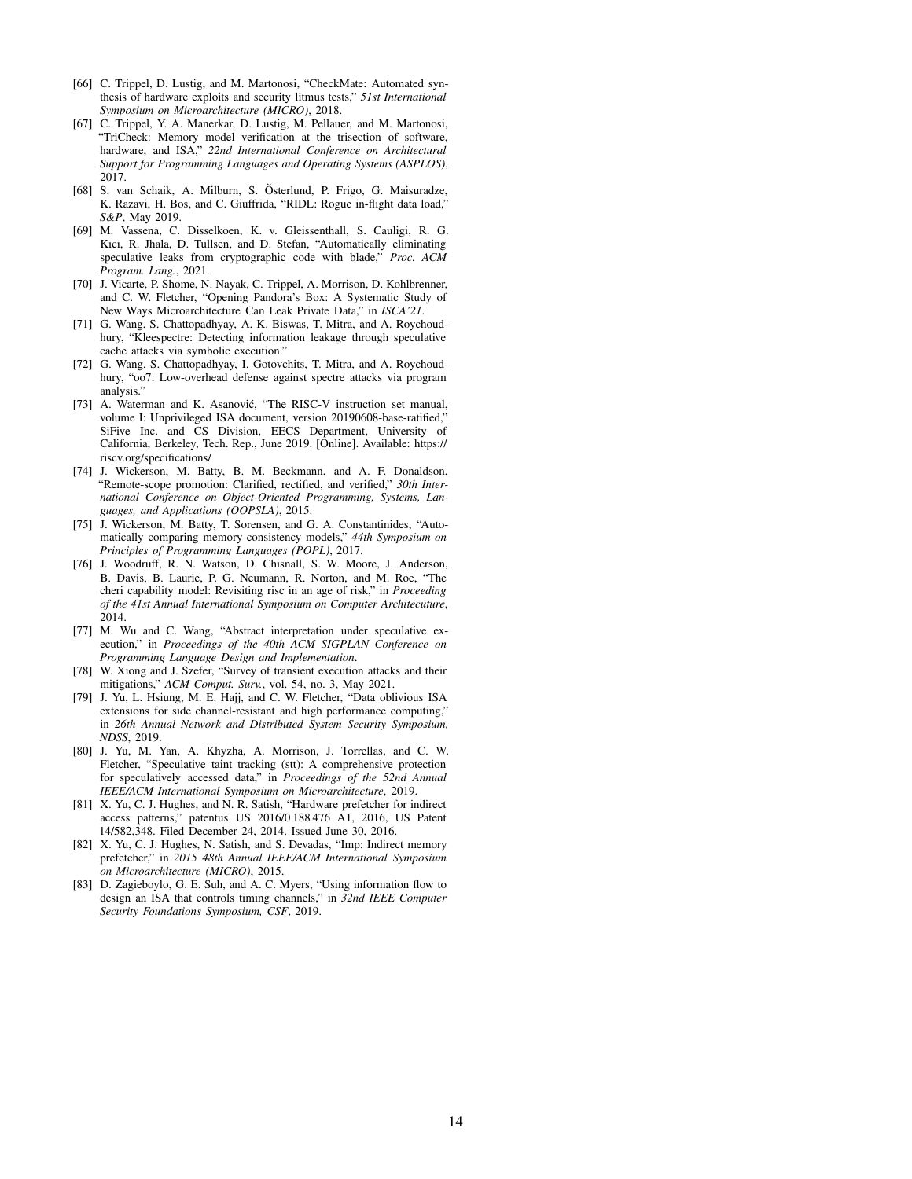[66] C. Trippel, D. Lustig, and M. Martonosi, "CheckMate: Automated synthesis of hardware exploits and security litmus tests," *51st International Symposium on Microarchitecture (MICRO)*, 2018.

[67] C. Trippel, Y. A. Manerkar, D. Lustig, M. Pellauer, and M. Martonosi, "TriCheck: Memory model verification at the trisection of software, hardware, and ISA," *22nd International Conference on Architectural Support for Programming Languages and Operating Systems (ASPLOS)*, 2017.

[68] S. van Schaik, A. Milburn, S. Österlund, P. Frigo, G. Maisuradze, K. Razavi, H. Bos, and C. Giuffrida, "RIDL: Rogue in-flight data load," *S&P*, May 2019.

[69] M. Vassena, C. Disselkoen, K. v. Gleissenthall, S. Cauligi, R. G. Kıcı, R. Jhala, D. Tullsen, and D. Stefan, "Automatically eliminating speculative leaks from cryptographic code with blade," *Proc. ACM Program. Lang.*, 2021.

[70] J. Vicarte, P. Shome, N. Nayak, C. Trippel, A. Morrison, D. Kohlbrenner, and C. W. Fletcher, "Opening Pandora's Box: A Systematic Study of New Ways Microarchitecture Can Leak Private Data," in *ISCA'21*.

[71] G. Wang, S. Chattopadhyay, A. K. Biswas, T. Mitra, and A. Roychoudhury, "Kleespectre: Detecting information leakage through speculative cache attacks via symbolic execution."

[72] G. Wang, S. Chattopadhyay, I. Gotovchits, T. Mitra, and A. Roychoudhury, "oo7: Low-overhead defense against spectre attacks via program analysis."

[73] A. Waterman and K. Asanović, "The RISC-V instruction set manual, volume I: Unprivileged ISA document, version 20190608-base-ratified," SiFive Inc. and CS Division, EECS Department, University of California, Berkeley, Tech. Rep., June 2019. [Online]. Available: https://riscv.org/specifications/

[74] J. Wickerson, M. Batty, B. M. Beckmann, and A. F. Donaldson, "Remote-scope promotion: Clarified, rectified, and verified," *30th International Conference on Object-Oriented Programming, Systems, Languages, and Applications (OOPSLA)*, 2015.

[75] J. Wickerson, M. Batty, T. Sorensen, and G. A. Constantinides, "Automatically comparing memory consistency models," *44th Symposium on Principles of Programming Languages (POPL)*, 2017.

[76] J. Woodruff, R. N. Watson, D. Chisnall, S. W. Moore, J. Anderson, B. Davis, B. Laurie, P. G. Neumann, R. Norton, and M. Roe, "The cheri capability model: Revisiting risc in an age of risk," in *Proceeding of the 41st Annual International Symposium on Computer Architecuture*, 2014.

[77] M. Wu and C. Wang, "Abstract interpretation under speculative execution," in *Proceedings of the 40th ACM SIGPLAN Conference on Programming Language Design and Implementation*.

[78] W. Xiong and J. Szefer, "Survey of transient execution attacks and their mitigations," *ACM Comput. Surv.*, vol. 54, no. 3, May 2021.

[79] J. Yu, L. Hsiung, M. E. Hajj, and C. W. Fletcher, "Data oblivious ISA extensions for side channel-resistant and high performance computing," in *26th Annual Network and Distributed System Security Symposium, NDSS*, 2019.

[80] J. Yu, M. Yan, A. Khyzha, A. Morrison, J. Torrellas, and C. W. Fletcher, "Speculative taint tracking (stt): A comprehensive protection for speculatively accessed data," in *Proceedings of the 52nd Annual IEEE/ACM International Symposium on Microarchitecture*, 2019.

[81] X. Yu, C. J. Hughes, and N. R. Satish, "Hardware prefetcher for indirect access patterns," patentus US 2016/0 188 476 A1, 2016, US Patent 14/582,348. Filed December 24, 2014. Issued June 30, 2016.

[82] X. Yu, C. J. Hughes, N. Satish, and S. Devadas, "Imp: Indirect memory prefetcher," in *2015 48th Annual IEEE/ACM International Symposium on Microarchitecture (MICRO)*, 2015.

[83] D. Zagieboylo, G. E. Suh, and A. C. Myers, "Using information flow to design an ISA that controls timing channels," in *32nd IEEE Computer Security Foundations Symposium, CSF*, 2019.